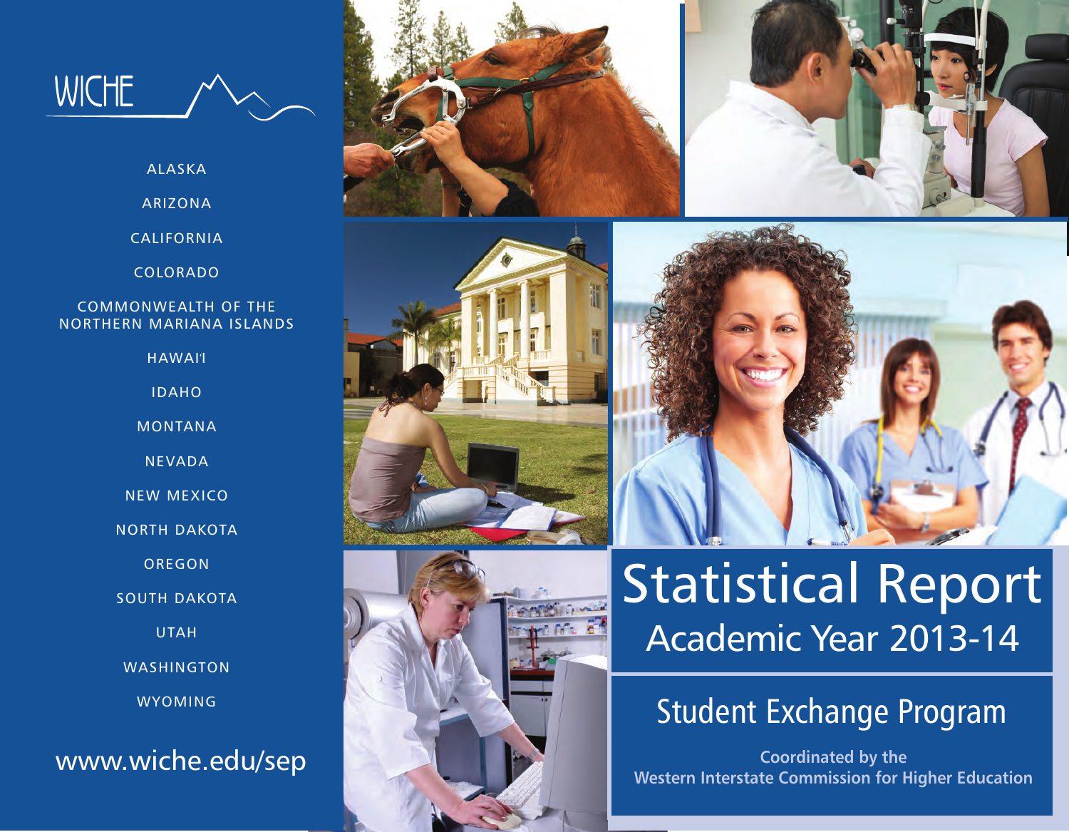WICHE

ALASKA

ARIZONA

CALIFORNIA

COLORADO

COMMONWEALTH OF THE NORTHERN MARIANA ISLANDS

HAWAI'I

IDAHO

MONTANA

NEVADA

NEW MEXICO

NORTH DAKOTA

OREGON

SOUTH DAKOTA

UTAH

WASHINGTON

WYOMING

www.wiche.edu/sep

# Statistical Report

## Academic Year 2013-14

## Student Exchange Program

**Coordinated by the Western Interstate Commission for Higher Education**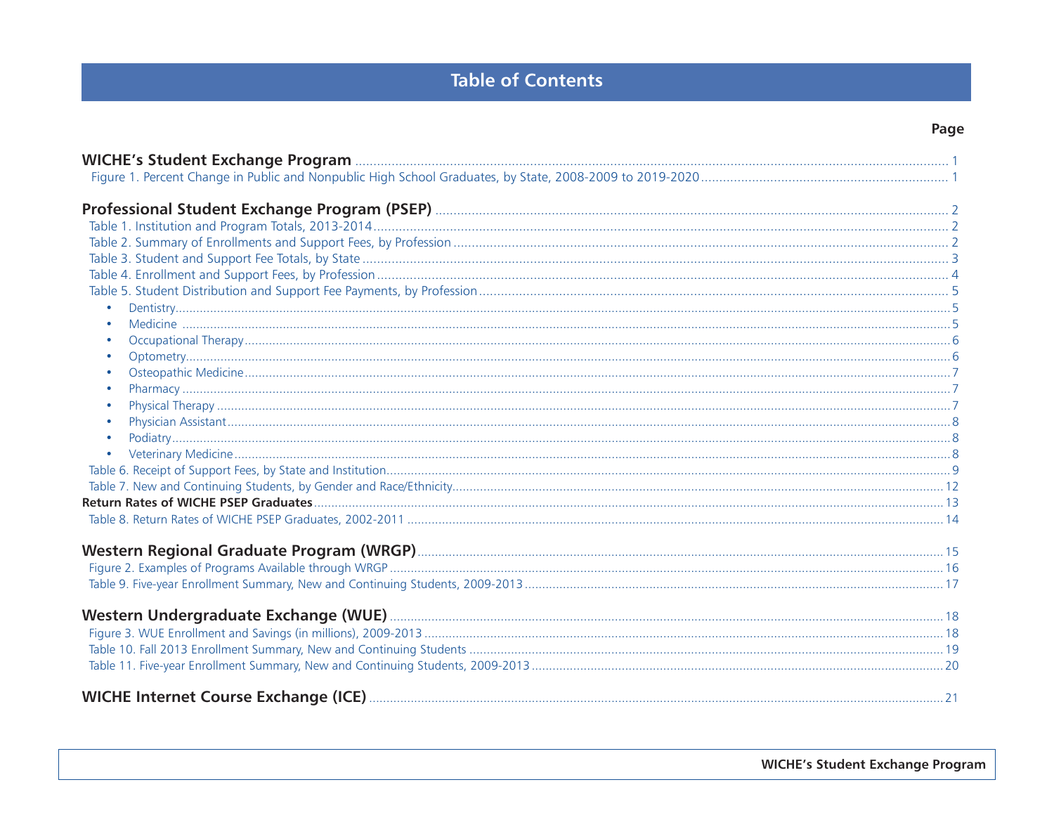# Table of Contents

| | Page |
|---|---|
| **WICHE's Student Exchange Program** | 1 |
| Figure 1. Percent Change in Public and Nonpublic High School Graduates, by State, 2008-2009 to 2019-2020 | 1 |
| **Professional Student Exchange Program (PSEP)** | 2 |
| Table 1. Institution and Program Totals, 2013-2014 | 2 |
| Table 2. Summary of Enrollments and Support Fees, by Profession | 2 |
| Table 3. Student and Support Fee Totals, by State | 3 |
| Table 4. Enrollment and Support Fees, by Profession | 4 |
| Table 5. Student Distribution and Support Fee Payments, by Profession | 5 |
| • Dentistry | 5 |
| • Medicine | 5 |
| • Occupational Therapy | 6 |
| • Optometry | 6 |
| • Osteopathic Medicine | 7 |
| • Pharmacy | 7 |
| • Physical Therapy | 7 |
| • Physician Assistant | 8 |
| • Podiatry | 8 |
| • Veterinary Medicine | 8 |
| Table 6. Receipt of Support Fees, by State and Institution | 9 |
| Table 7. New and Continuing Students, by Gender and Race/Ethnicity | 12 |
| **Return Rates of WICHE PSEP Graduates** | 13 |
| Table 8. Return Rates of WICHE PSEP Graduates, 2002-2011 | 14 |
| **Western Regional Graduate Program (WRGP)** | 15 |
| Figure 2. Examples of Programs Available through WRGP | 16 |
| Table 9. Five-year Enrollment Summary, New and Continuing Students, 2009-2013 | 17 |
| **Western Undergraduate Exchange (WUE)** | 18 |
| Figure 3. WUE Enrollment and Savings (in millions), 2009-2013 | 18 |
| Table 10. Fall 2013 Enrollment Summary, New and Continuing Students | 19 |
| Table 11. Five-year Enrollment Summary, New and Continuing Students, 2009-2013 | 20 |
| **WICHE Internet Course Exchange (ICE)** | 21 |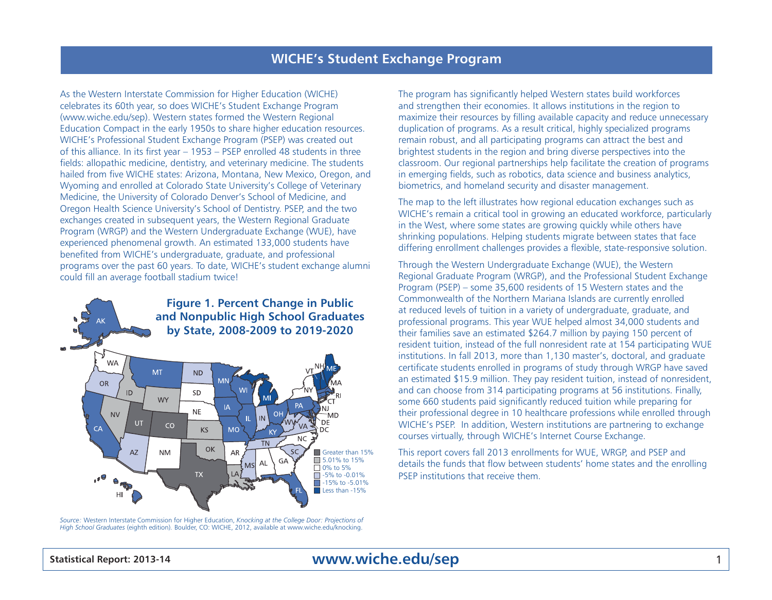# WICHE's Student Exchange Program

As the Western Interstate Commission for Higher Education (WICHE) celebrates its 60th year, so does WICHE's Student Exchange Program (www.wiche.edu/sep). Western states formed the Western Regional Education Compact in the early 1950s to share higher education resources. WICHE's Professional Student Exchange Program (PSEP) was created out of this alliance. In its first year – 1953 – PSEP enrolled 48 students in three fields: allopathic medicine, dentistry, and veterinary medicine. The students hailed from five WICHE states: Arizona, Montana, New Mexico, Oregon, and Wyoming and enrolled at Colorado State University's College of Veterinary Medicine, the University of Colorado Denver's School of Medicine, and Oregon Health Science University's School of Dentistry. PSEP, and the two exchanges created in subsequent years, the Western Regional Graduate Program (WRGP) and the Western Undergraduate Exchange (WUE), have experienced phenomenal growth. An estimated 133,000 students have benefited from WICHE's undergraduate, graduate, and professional programs over the past 60 years. To date, WICHE's student exchange alumni could fill an average football stadium twice!

**Figure 1. Percent Change in Public and Nonpublic High School Graduates by State, 2008-2009 to 2019-2020**

Legend: Greater than 15% · 5.01% to 15% · 0% to 5% · -5% to -0.01% · -15% to -5.01% · Less than -15%

*Source:* Western Interstate Commission for Higher Education, *Knocking at the College Door: Projections of High School Graduates* (eighth edition). Boulder, CO: WICHE, 2012, available at www.wiche.edu/knocking.

The program has significantly helped Western states build workforces and strengthen their economies. It allows institutions in the region to maximize their resources by filling available capacity and reduce unnecessary duplication of programs. As a result critical, highly specialized programs remain robust, and all participating programs can attract the best and brightest students in the region and bring diverse perspectives into the classroom. Our regional partnerships help facilitate the creation of programs in emerging fields, such as robotics, data science and business analytics, biometrics, and homeland security and disaster management.

The map to the left illustrates how regional education exchanges such as WICHE's remain a critical tool in growing an educated workforce, particularly in the West, where some states are growing quickly while others have shrinking populations. Helping students migrate between states that face differing enrollment challenges provides a flexible, state-responsive solution.

Through the Western Undergraduate Exchange (WUE), the Western Regional Graduate Program (WRGP), and the Professional Student Exchange Program (PSEP) – some 35,600 residents of 15 Western states and the Commonwealth of the Northern Mariana Islands are currently enrolled at reduced levels of tuition in a variety of undergraduate, graduate, and professional programs. This year WUE helped almost 34,000 students and their families save an estimated $264.7 million by paying 150 percent of resident tuition, instead of the full nonresident rate at 154 participating WUE institutions. In fall 2013, more than 1,130 master's, doctoral, and graduate certificate students enrolled in programs of study through WRGP have saved an estimated $15.9 million. They pay resident tuition, instead of nonresident, and can choose from 314 participating programs at 56 institutions. Finally, some 660 students paid significantly reduced tuition while preparing for their professional degree in 10 healthcare professions while enrolled through WICHE's PSEP. In addition, Western institutions are partnering to exchange courses virtually, through WICHE's Internet Course Exchange.

This report covers fall 2013 enrollments for WUE, WRGP, and PSEP and details the funds that flow between students' home states and the enrolling PSEP institutions that receive them.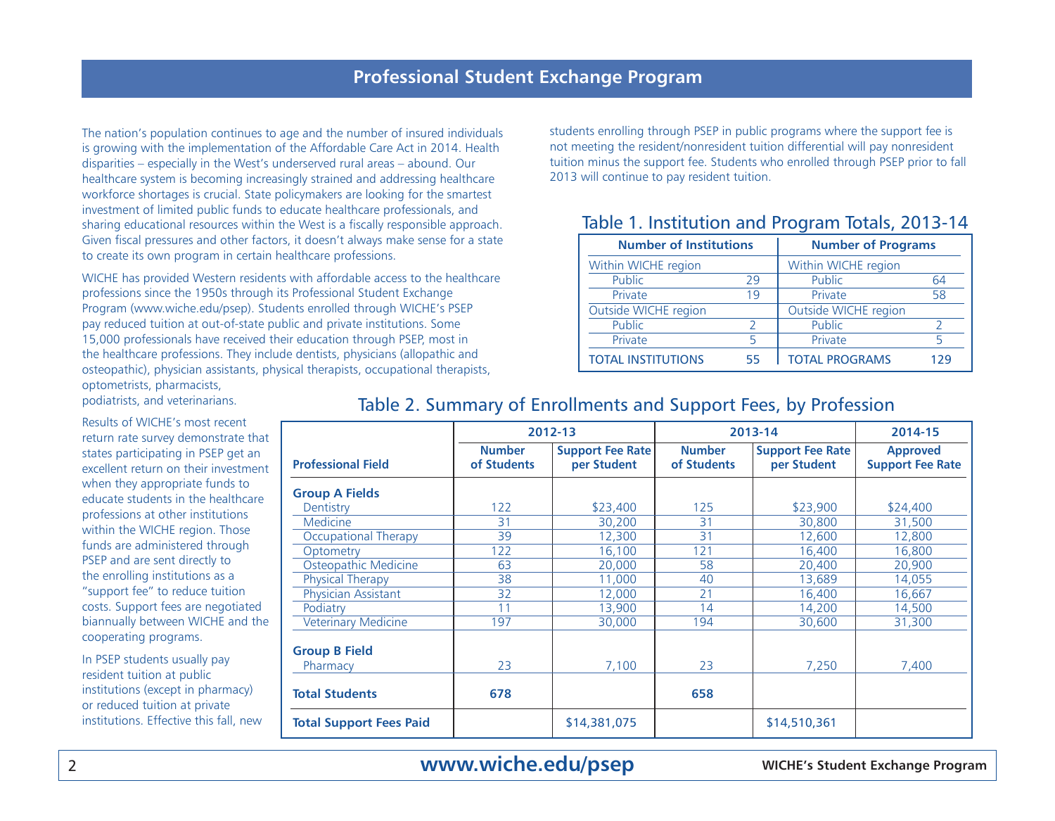# Professional Student Exchange Program

The nation's population continues to age and the number of insured individuals is growing with the implementation of the Affordable Care Act in 2014. Health disparities – especially in the West's underserved rural areas – abound. Our healthcare system is becoming increasingly strained and addressing healthcare workforce shortages is crucial. State policymakers are looking for the smartest investment of limited public funds to educate healthcare professionals, and sharing educational resources within the West is a fiscally responsible approach. Given fiscal pressures and other factors, it doesn't always make sense for a state to create its own program in certain healthcare professions.

WICHE has provided Western residents with affordable access to the healthcare professions since the 1950s through its Professional Student Exchange Program (www.wiche.edu/psep). Students enrolled through WICHE's PSEP pay reduced tuition at out-of-state public and private institutions. Some 15,000 professionals have received their education through PSEP, most in the healthcare professions. They include dentists, physicians (allopathic and osteopathic), physician assistants, physical therapists, occupational therapists, optometrists, pharmacists, podiatrists, and veterinarians.

Results of WICHE's most recent return rate survey demonstrate that states participating in PSEP get an excellent return on their investment when they appropriate funds to educate students in the healthcare professions at other institutions within the WICHE region. Those funds are administered through PSEP and are sent directly to the enrolling institutions as a "support fee" to reduce tuition costs. Support fees are negotiated biannually between WICHE and the cooperating programs.

In PSEP students usually pay resident tuition at public institutions (except in pharmacy) or reduced tuition at private institutions. Effective this fall, new students enrolling through PSEP in public programs where the support fee is not meeting the resident/nonresident tuition differential will pay nonresident tuition minus the support fee. Students who enrolled through PSEP prior to fall 2013 will continue to pay resident tuition.

## Table 1. Institution and Program Totals, 2013-14

| Number of Institutions | | Number of Programs | |
|---|---|---|---|
| Within WICHE region | | Within WICHE region | |
| Public | 29 | Public | 64 |
| Private | 19 | Private | 58 |
| Outside WICHE region | | Outside WICHE region | |
| Public | 2 | Public | 2 |
| Private | 5 | Private | 5 |
| TOTAL INSTITUTIONS | 55 | TOTAL PROGRAMS | 129 |

## Table 2. Summary of Enrollments and Support Fees, by Profession

| | 2012-13 | | 2013-14 | | 2014-15 |
|---|---|---|---|---|---|
| **Professional Field** | **Number of Students** | **Support Fee Rate per Student** | **Number of Students** | **Support Fee Rate per Student** | **Approved Support Fee Rate** |
| **Group A Fields** | | | | | |
| Dentistry | 122 | $23,400 | 125 | $23,900 | $24,400 |
| Medicine | 31 | 30,200 | 31 | 30,800 | 31,500 |
| Occupational Therapy | 39 | 12,300 | 31 | 12,600 | 12,800 |
| Optometry | 122 | 16,100 | 121 | 16,400 | 16,800 |
| Osteopathic Medicine | 63 | 20,000 | 58 | 20,400 | 20,900 |
| Physical Therapy | 38 | 11,000 | 40 | 13,689 | 14,055 |
| Physician Assistant | 32 | 12,000 | 21 | 16,400 | 16,667 |
| Podiatry | 11 | 13,900 | 14 | 14,200 | 14,500 |
| Veterinary Medicine | 197 | 30,000 | 194 | 30,600 | 31,300 |
| **Group B Field** | | | | | |
| Pharmacy | 23 | 7,100 | 23 | 7,250 | 7,400 |
| **Total Students** | **678** | | **658** | | |
| **Total Support Fees Paid** | | $14,381,075 | | $14,510,361 | |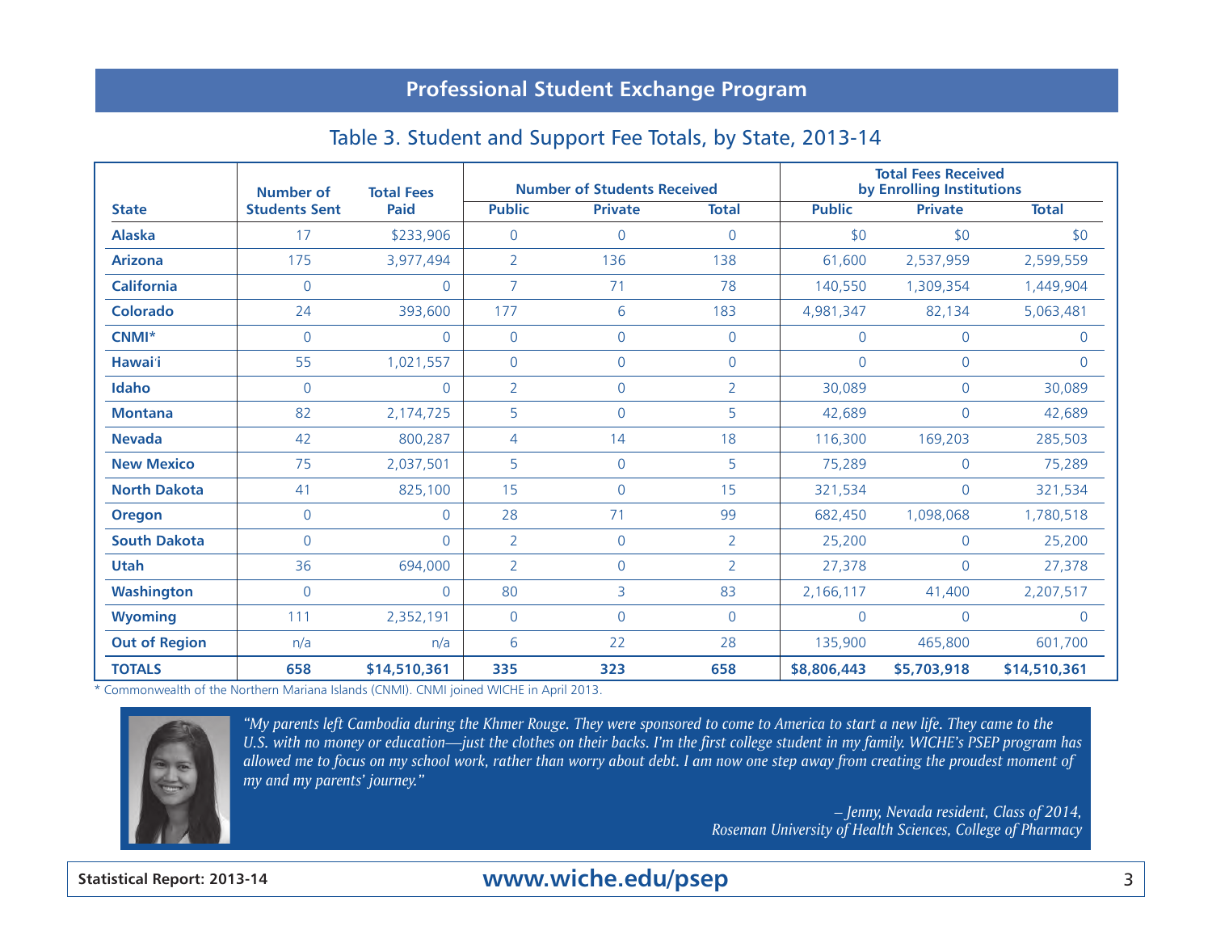## Professional Student Exchange Program

### Table 3. Student and Support Fee Totals, by State, 2013-14

| State | Number of Students Sent | Total Fees Paid | Number of Students Received | | | Total Fees Received by Enrolling Institutions | | |
|---|---|---|---|---|---|---|---|---|
| | | | Public | Private | Total | Public | Private | Total |
| **Alaska** | 17 | $233,906 | 0 | 0 | 0 | $0 | $0 | $0 |
| **Arizona** | 175 | 3,977,494 | 2 | 136 | 138 | 61,600 | 2,537,959 | 2,599,559 |
| **California** | 0 | 0 | 7 | 71 | 78 | 140,550 | 1,309,354 | 1,449,904 |
| **Colorado** | 24 | 393,600 | 177 | 6 | 183 | 4,981,347 | 82,134 | 5,063,481 |
| **CNMI*** | 0 | 0 | 0 | 0 | 0 | 0 | 0 | 0 |
| **Hawai'i** | 55 | 1,021,557 | 0 | 0 | 0 | 0 | 0 | 0 |
| **Idaho** | 0 | 0 | 2 | 0 | 2 | 30,089 | 0 | 30,089 |
| **Montana** | 82 | 2,174,725 | 5 | 0 | 5 | 42,689 | 0 | 42,689 |
| **Nevada** | 42 | 800,287 | 4 | 14 | 18 | 116,300 | 169,203 | 285,503 |
| **New Mexico** | 75 | 2,037,501 | 5 | 0 | 5 | 75,289 | 0 | 75,289 |
| **North Dakota** | 41 | 825,100 | 15 | 0 | 15 | 321,534 | 0 | 321,534 |
| **Oregon** | 0 | 0 | 28 | 71 | 99 | 682,450 | 1,098,068 | 1,780,518 |
| **South Dakota** | 0 | 0 | 2 | 0 | 2 | 25,200 | 0 | 25,200 |
| **Utah** | 36 | 694,000 | 2 | 0 | 2 | 27,378 | 0 | 27,378 |
| **Washington** | 0 | 0 | 80 | 3 | 83 | 2,166,117 | 41,400 | 2,207,517 |
| **Wyoming** | 111 | 2,352,191 | 0 | 0 | 0 | 0 | 0 | 0 |
| **Out of Region** | n/a | n/a | 6 | 22 | 28 | 135,900 | 465,800 | 601,700 |
| **TOTALS** | **658** | **$14,510,361** | **335** | **323** | **658** | **$8,806,443** | **$5,703,918** | **$14,510,361** |

\* Commonwealth of the Northern Mariana Islands (CNMI). CNMI joined WICHE in April 2013.

*"My parents left Cambodia during the Khmer Rouge. They were sponsored to come to America to start a new life. They came to the U.S. with no money or education—just the clothes on their backs. I'm the first college student in my family. WICHE's PSEP program has allowed me to focus on my school work, rather than worry about debt. I am now one step away from creating the proudest moment of my and my parents' journey."*

*– Jenny, Nevada resident, Class of 2014,*
*Roseman University of Health Sciences, College of Pharmacy*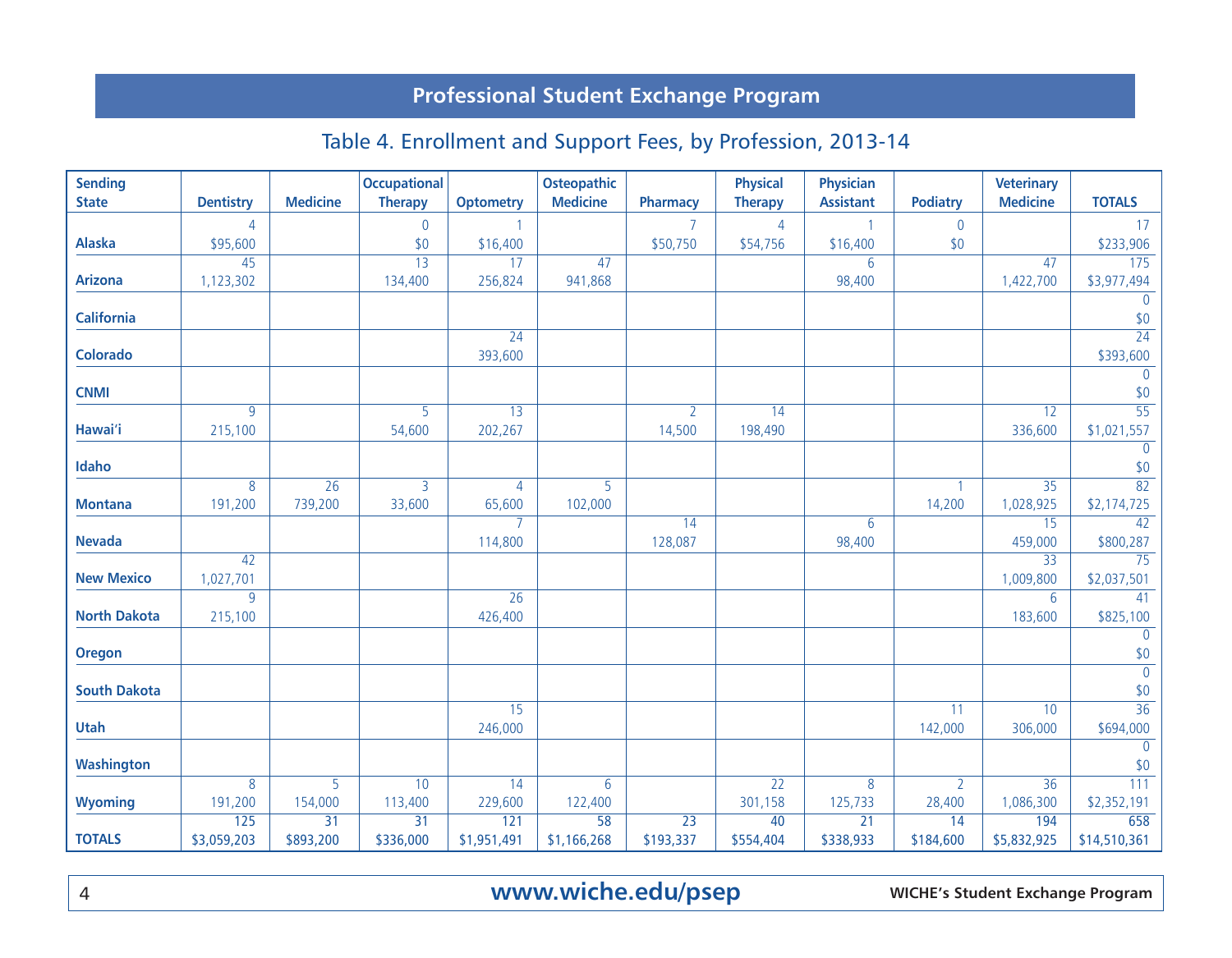## Professional Student Exchange Program

### Table 4. Enrollment and Support Fees, by Profession, 2013-14

| Sending State | Dentistry | Medicine | Occupational Therapy | Optometry | Osteopathic Medicine | Pharmacy | Physical Therapy | Physician Assistant | Podiatry | Veterinary Medicine | TOTALS |
|---|---|---|---|---|---|---|---|---|---|---|---|
| Alaska | 4<br>$95,600 | | 0<br>$0 | 1<br>$16,400 | | 7<br>$50,750 | 4<br>$54,756 | 1<br>$16,400 | 0<br>$0 | | 17<br>$233,906 |
| Arizona | 45<br>1,123,302 | | 13<br>134,400 | 17<br>256,824 | 47<br>941,868 | | | 6<br>98,400 | | 47<br>1,422,700 | 175<br>$3,977,494 |
| California | | | | | | | | | | | 0<br>$0 |
| Colorado | | | | 24<br>393,600 | | | | | | | 24<br>$393,600 |
| CNMI | | | | | | | | | | | 0<br>$0 |
| Hawai'i | 9<br>215,100 | | 5<br>54,600 | 13<br>202,267 | | 2<br>14,500 | 14<br>198,490 | | | 12<br>336,600 | 55<br>$1,021,557 |
| Idaho | | | | | | | | | | | 0<br>$0 |
| Montana | 8<br>191,200 | 26<br>739,200 | 3<br>33,600 | 4<br>65,600 | 5<br>102,000 | | | | 1<br>14,200 | 35<br>1,028,925 | 82<br>$2,174,725 |
| Nevada | | | | 7<br>114,800 | | 14<br>128,087 | | 6<br>98,400 | | 15<br>459,000 | 42<br>$800,287 |
| New Mexico | 42<br>1,027,701 | | | | | | | | | 33<br>1,009,800 | 75<br>$2,037,501 |
| North Dakota | 9<br>215,100 | | | 26<br>426,400 | | | | | | 6<br>183,600 | 41<br>$825,100 |
| Oregon | | | | | | | | | | | 0<br>$0 |
| South Dakota | | | | | | | | | | | 0<br>$0 |
| Utah | | | | 15<br>246,000 | | | | | 11<br>142,000 | 10<br>306,000 | 36<br>$694,000 |
| Washington | | | | | | | | | | | 0<br>$0 |
| Wyoming | 8<br>191,200 | 5<br>154,000 | 10<br>113,400 | 14<br>229,600 | 6<br>122,400 | | 22<br>301,158 | 8<br>125,733 | 2<br>28,400 | 36<br>1,086,300 | 111<br>$2,352,191 |
| TOTALS | 125<br>$3,059,203 | 31<br>$893,200 | 31<br>$336,000 | 121<br>$1,951,491 | 58<br>$1,166,268 | 23<br>$193,337 | 40<br>$554,404 | 21<br>$338,933 | 14<br>$184,600 | 194<br>$5,832,925 | 658<br>$14,510,361 |

www.wiche.edu/psep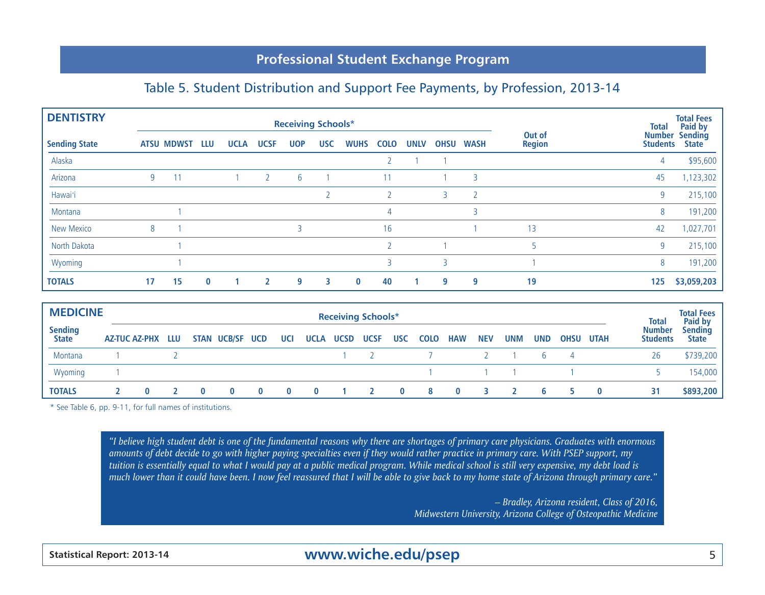## Professional Student Exchange Program

### Table 5. Student Distribution and Support Fee Payments, by Profession, 2013-14

**DENTISTRY**

| Sending State | Receiving Schools* | | | | | | | | | | | | Out of Region | Total Number Students | Total Fees Paid by Sending State |
|---|---|---|---|---|---|---|---|---|---|---|---|---|---|---|---|
| | ATSU | MDWST | LLU | UCLA | UCSF | UOP | USC | WUHS | COLO | UNLV | OHSU | WASH | | | |
| Alaska | | | | | | | | | 2 | 1 | 1 | | | 4 | $95,600 |
| Arizona | 9 | 11 | | 1 | 2 | 6 | 1 | | 11 | | 1 | 3 | | 45 | 1,123,302 |
| Hawai'i | | | | | | | 2 | | 2 | | 3 | 2 | | 9 | 215,100 |
| Montana | | 1 | | | | | | | 4 | | | 3 | | 8 | 191,200 |
| New Mexico | 8 | 1 | | | | 3 | | | 16 | | | 1 | 13 | 42 | 1,027,701 |
| North Dakota | | 1 | | | | | | | 2 | | 1 | | 5 | 9 | 215,100 |
| Wyoming | | 1 | | | | | | | 3 | | 3 | | 1 | 8 | 191,200 |
| **TOTALS** | **17** | **15** | **0** | **1** | **2** | **9** | **3** | **0** | **40** | **1** | **9** | **9** | **19** | **125** | **$3,059,203** |

**MEDICINE**

| Sending State | Receiving Schools* | | | | | | | | | | | | | | | | | | Total Number Students | Total Fees Paid by Sending State |
|---|---|---|---|---|---|---|---|---|---|---|---|---|---|---|---|---|---|---|---|---|
| | AZ-TUC | AZ-PHX | LLU | STAN | UCB/SF | UCD | UCI | UCLA | UCSD | UCSF | USC | COLO | HAW | NEV | UNM | UND | OHSU | UTAH | | |
| Montana | 1 | | 2 | | | | | | 1 | 2 | | 7 | | 2 | 1 | 6 | 4 | | 26 | $739,200 |
| Wyoming | 1 | | | | | | | | | | | 1 | | 1 | 1 | | 1 | | 5 | 154,000 |
| **TOTALS** | **2** | **0** | **2** | **0** | **0** | **0** | **0** | **0** | **1** | **2** | **0** | **8** | **0** | **3** | **2** | **6** | **5** | **0** | **31** | **$893,200** |

* See Table 6, pp. 9-11, for full names of institutions.

> *"I believe high student debt is one of the fundamental reasons why there are shortages of primary care physicians. Graduates with enormous amounts of debt decide to go with higher paying specialties even if they would rather practice in primary care. With PSEP support, my tuition is essentially equal to what I would pay at a public medical program. While medical school is still very expensive, my debt load is much lower than it could have been. I now feel reassured that I will be able to give back to my home state of Arizona through primary care."*
>
> *– Bradley, Arizona resident, Class of 2016,*
> *Midwestern University, Arizona College of Osteopathic Medicine*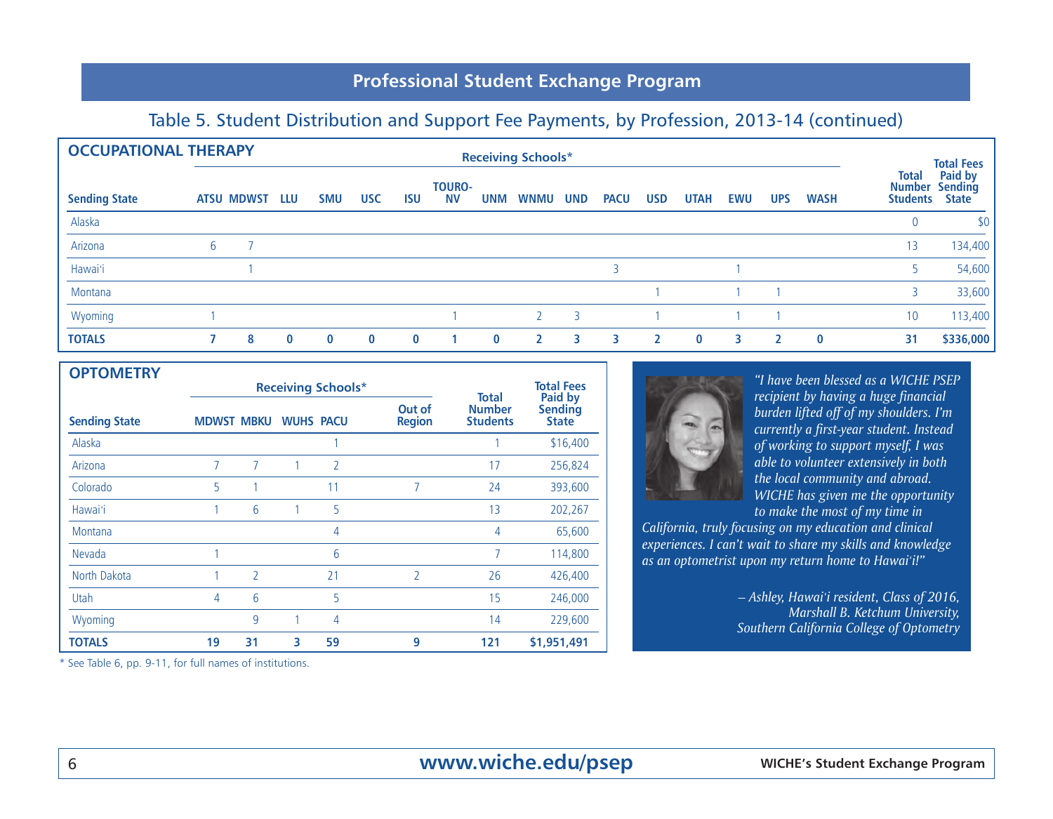## Professional Student Exchange Program

### Table 5. Student Distribution and Support Fee Payments, by Profession, 2013-14 (continued)

**OCCUPATIONAL THERAPY**

| | Receiving Schools* | | | | | | | | | | | | | | | | | |
|---|---|---|---|---|---|---|---|---|---|---|---|---|---|---|---|---|---|---|
| **Sending State** | **ATSU** | **MDWST** | **LLU** | **SMU** | **USC** | **ISU** | **TOURO-NV** | **UNM** | **WNMU** | **UND** | **PACU** | **USD** | **UTAH** | **EWU** | **UPS** | **WASH** | **Total Number Students** | **Total Fees Paid by Sending State** |
| Alaska | | | | | | | | | | | | | | | | | 0 | $0 |
| Arizona | 6 | 7 | | | | | | | | | | | | | | | 13 | 134,400 |
| Hawai'i | | 1 | | | | | | | | | 3 | | | 1 | | | 5 | 54,600 |
| Montana | | | | | | | | | | | | 1 | | 1 | 1 | | 3 | 33,600 |
| Wyoming | 1 | | | | | | 1 | | 2 | 3 | | 1 | | 1 | 1 | | 10 | 113,400 |
| **TOTALS** | **7** | **8** | **0** | **0** | **0** | **0** | **1** | **0** | **2** | **3** | **3** | **2** | **0** | **3** | **2** | **0** | **31** | **$336,000** |

**OPTOMETRY**

| | Receiving Schools* | | | | | | |
|---|---|---|---|---|---|---|---|
| **Sending State** | **MDWST** | **MBKU** | **WUHS** | **PACU** | **Out of Region** | **Total Number Students** | **Total Fees Paid by Sending State** |
| Alaska | | | | 1 | | 1 | $16,400 |
| Arizona | 7 | 7 | 1 | 2 | | 17 | 256,824 |
| Colorado | 5 | 1 | | 11 | 7 | 24 | 393,600 |
| Hawai'i | 1 | 6 | 1 | 5 | | 13 | 202,267 |
| Montana | | | | 4 | | 4 | 65,600 |
| Nevada | 1 | | | 6 | | 7 | 114,800 |
| North Dakota | 1 | 2 | | 21 | 2 | 26 | 426,400 |
| Utah | 4 | 6 | | 5 | | 15 | 246,000 |
| Wyoming | | 9 | 1 | 4 | | 14 | 229,600 |
| **TOTALS** | **19** | **31** | **3** | **59** | **9** | **121** | **$1,951,491** |

*"I have been blessed as a WICHE PSEP recipient by having a huge financial burden lifted off of my shoulders. I'm currently a first-year student. Instead of working to support myself, I was able to volunteer extensively in both the local community and abroad. WICHE has given me the opportunity to make the most of my time in California, truly focusing on my education and clinical experiences. I can't wait to share my skills and knowledge as an optometrist upon my return home to Hawai'i!"*

*– Ashley, Hawai'i resident, Class of 2016, Marshall B. Ketchum University, Southern California College of Optometry*

\* See Table 6, pp. 9-11, for full names of institutions.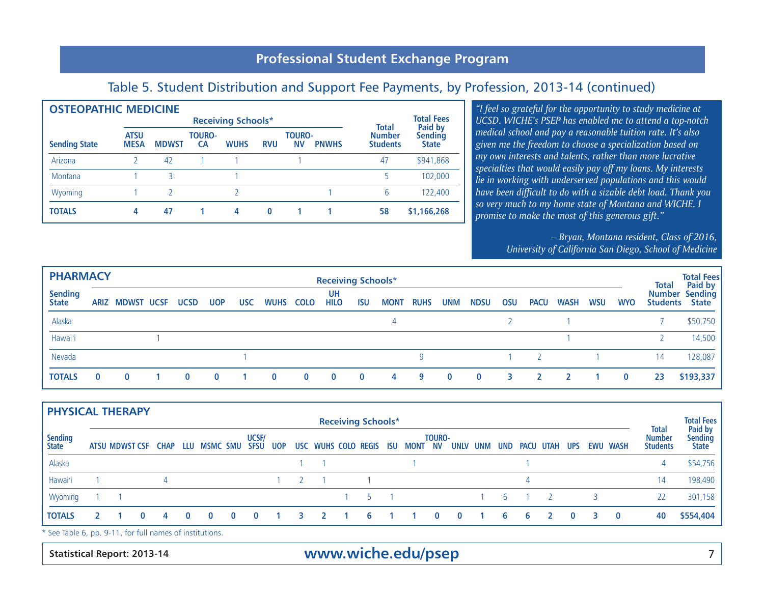# Professional Student Exchange Program

## Table 5. Student Distribution and Support Fee Payments, by Profession, 2013-14 (continued)

### OSTEOPATHIC MEDICINE

| Sending State | Receiving Schools* | | | | | | | Total Number Students | Total Fees Paid by Sending State |
|---|---|---|---|---|---|---|---|---|---|
| | ATSU MESA | MDWST | TOURO-CA | WUHS | RVU | TOURO-NV | PNWHS | | |
| Arizona | 2 | 42 | 1 | 1 | | 1 | | 47 | $941,868 |
| Montana | 1 | 3 | | 1 | | | | 5 | 102,000 |
| Wyoming | 1 | 2 | | 2 | | | 1 | 6 | 122,400 |
| **TOTALS** | **4** | **47** | **1** | **4** | **0** | **1** | **1** | **58** | **$1,166,268** |

*"I feel so grateful for the opportunity to study medicine at UCSD. WICHE's PSEP has enabled me to attend a top-notch medical school and pay a reasonable tuition rate. It's also given me the freedom to choose a specialization based on my own interests and talents, rather than more lucrative specialties that would easily pay off my loans. My interests lie in working with underserved populations and this would have been difficult to do with a sizable debt load. Thank you so very much to my home state of Montana and WICHE. I promise to make the most of this generous gift."*

*– Bryan, Montana resident, Class of 2016,*
*University of California San Diego, School of Medicine*

### PHARMACY

| Sending State | Receiving Schools* | | | | | | | | | | | | | | | | | | | Total Number Students | Total Fees Paid by Sending State |
|---|---|---|---|---|---|---|---|---|---|---|---|---|---|---|---|---|---|---|---|---|---|
| | ARIZ | MDWST | UCSF | UCSD | UOP | USC | WUHS | COLO | UH HILO | ISU | MONT | RUHS | UNM | NDSU | OSU | PACU | WASH | WSU | WYO | | |
| Alaska | | | | | | | | | | | 4 | | | | 2 | | 1 | | | 7 | $50,750 |
| Hawai'i | | | 1 | | | | | | | | | | | | | | 1 | | | 2 | 14,500 |
| Nevada | | | | | | 1 | | | | | | 9 | | | 1 | 2 | | 1 | | 14 | 128,087 |
| **TOTALS** | **0** | **0** | **1** | **0** | **0** | **1** | **0** | **0** | **0** | **0** | **4** | **9** | **0** | **0** | **3** | **2** | **2** | **1** | **0** | **23** | **$193,337** |

### PHYSICAL THERAPY

| Sending State | Receiving Schools* | | | | | | | | | | | | | | | | | | | | | | | | Total Number Students | Total Fees Paid by Sending State |
|---|---|---|---|---|---|---|---|---|---|---|---|---|---|---|---|---|---|---|---|---|---|---|---|---|---|---|
| | ATSU | MDWST | CSF | CHAP | LLU | MSMC | SMU | UCSF/SFSU | UOP | USC | WUHS | COLO | REGIS | ISU | MONT | TOURO-NV | UNLV | UNM | UND | PACU | UTAH | UPS | EWU | WASH | | |
| Alaska | | | | | | | | | | 1 | 1 | | | | 1 | | | | | 1 | | | | | 4 | $54,756 |
| Hawai'i | 1 | | | 4 | | | | | 1 | 2 | 1 | | 1 | | | | | | | 4 | | | | | 14 | 198,490 |
| Wyoming | 1 | 1 | | | | | | | | | | 1 | 5 | 1 | | | | 1 | 6 | 1 | 2 | | 3 | | 22 | 301,158 |
| **TOTALS** | **2** | **1** | **0** | **4** | **0** | **0** | **0** | **0** | **1** | **3** | **2** | **1** | **6** | **1** | **1** | **0** | **0** | **1** | **6** | **6** | **2** | **0** | **3** | **0** | **40** | **$554,404** |

\* See Table 6, pp. 9-11, for full names of institutions.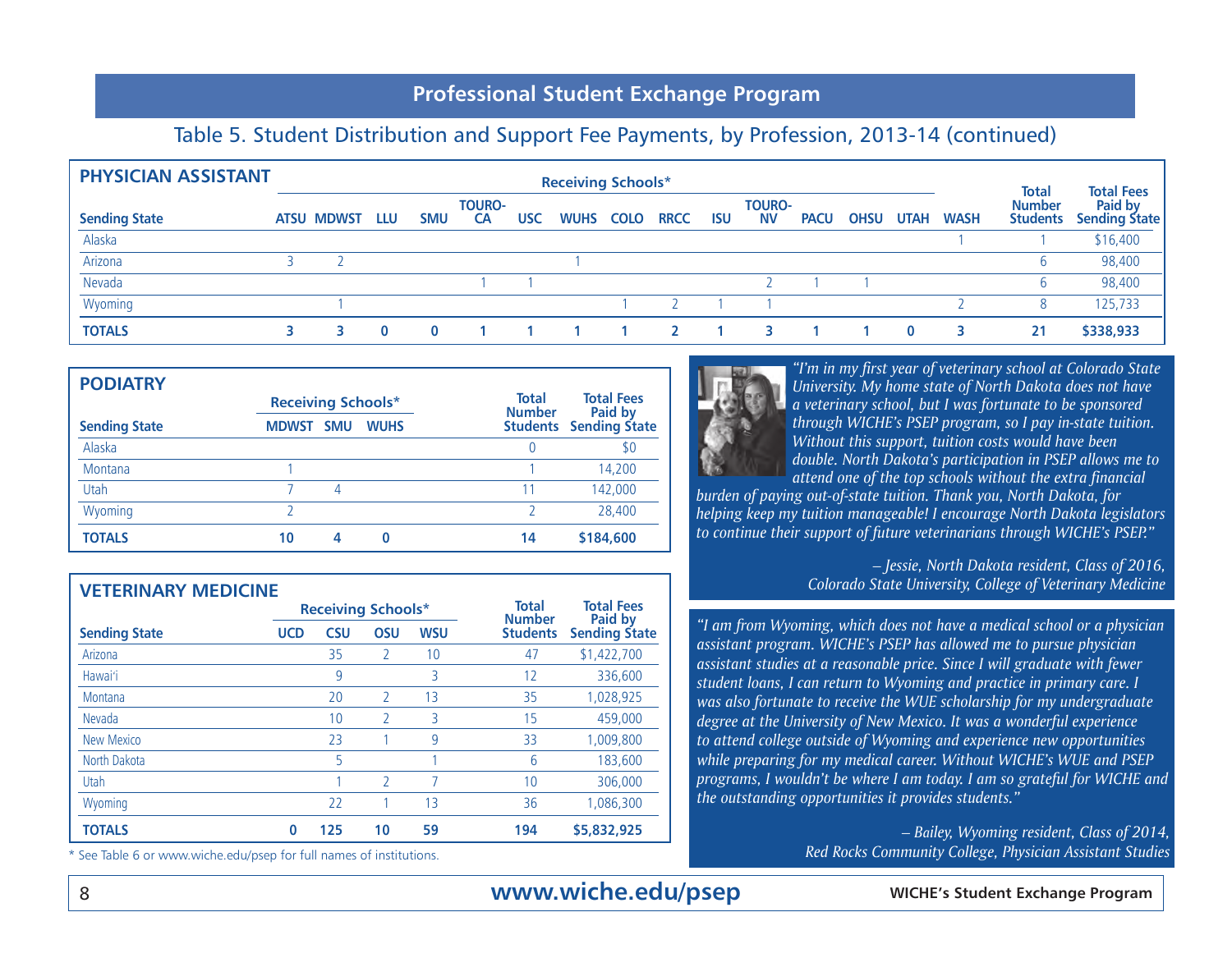## Professional Student Exchange Program

### Table 5. Student Distribution and Support Fee Payments, by Profession, 2013-14 (continued)

**PHYSICIAN ASSISTANT**

| Sending State | Receiving Schools* | | | | | | | | | | | | | | | Total Number Students | Total Fees Paid by Sending State |
|---|---|---|---|---|---|---|---|---|---|---|---|---|---|---|---|---|---|
| | ATSU | MDWST | LLU | SMU | TOURO-CA | USC | WUHS | COLO | RRCC | ISU | TOURO-NV | PACU | OHSU | UTAH | WASH | | |
| Alaska | | | | | | | | | | | | | | | 1 | 1 | $16,400 |
| Arizona | 3 | 2 | | | | | 1 | | | | | | | | | 6 | 98,400 |
| Nevada | | | | | 1 | 1 | | | | | 2 | 1 | 1 | | | 6 | 98,400 |
| Wyoming | | 1 | | | | | | 1 | 2 | 1 | 1 | | | | 2 | 8 | 125,733 |
| **TOTALS** | **3** | **3** | **0** | **0** | **1** | **1** | **1** | **1** | **2** | **1** | **3** | **1** | **1** | **0** | **3** | **21** | **$338,933** |

**PODIATRY**

| Sending State | Receiving Schools* | | | Total Number Students | Total Fees Paid by Sending State |
|---|---|---|---|---|---|
| | MDWST | SMU | WUHS | | |
| Alaska | | | | 0 | $0 |
| Montana | 1 | | | 1 | 14,200 |
| Utah | 7 | 4 | | 11 | 142,000 |
| Wyoming | 2 | | | 2 | 28,400 |
| **TOTALS** | **10** | **4** | **0** | **14** | **$184,600** |

**VETERINARY MEDICINE**

| Sending State | Receiving Schools* | | | | Total Number Students | Total Fees Paid by Sending State |
|---|---|---|---|---|---|---|
| | UCD | CSU | OSU | WSU | | |
| Arizona | | 35 | 2 | 10 | 47 | $1,422,700 |
| Hawai'i | | 9 | | 3 | 12 | 336,600 |
| Montana | | 20 | 2 | 13 | 35 | 1,028,925 |
| Nevada | | 10 | 2 | 3 | 15 | 459,000 |
| New Mexico | | 23 | 1 | 9 | 33 | 1,009,800 |
| North Dakota | | 5 | | 1 | 6 | 183,600 |
| Utah | | 1 | 2 | 7 | 10 | 306,000 |
| Wyoming | | 22 | 1 | 13 | 36 | 1,086,300 |
| **TOTALS** | **0** | **125** | **10** | **59** | **194** | **$5,832,925** |

* See Table 6 or www.wiche.edu/psep for full names of institutions.

*"I'm in my first year of veterinary school at Colorado State University. My home state of North Dakota does not have a veterinary school, but I was fortunate to be sponsored through WICHE's PSEP program, so I pay in-state tuition. Without this support, tuition costs would have been double. North Dakota's participation in PSEP allows me to attend one of the top schools without the extra financial burden of paying out-of-state tuition. Thank you, North Dakota, for helping keep my tuition manageable! I encourage North Dakota legislators to continue their support of future veterinarians through WICHE's PSEP."*

*– Jessie, North Dakota resident, Class of 2016, Colorado State University, College of Veterinary Medicine*

*"I am from Wyoming, which does not have a medical school or a physician assistant program. WICHE's PSEP has allowed me to pursue physician assistant studies at a reasonable price. Since I will graduate with fewer student loans, I can return to Wyoming and practice in primary care. I was also fortunate to receive the WUE scholarship for my undergraduate degree at the University of New Mexico. It was a wonderful experience to attend college outside of Wyoming and experience new opportunities while preparing for my medical career. Without WICHE's WUE and PSEP programs, I wouldn't be where I am today. I am so grateful for WICHE and the outstanding opportunities it provides students."*

*– Bailey, Wyoming resident, Class of 2014, Red Rocks Community College, Physician Assistant Studies*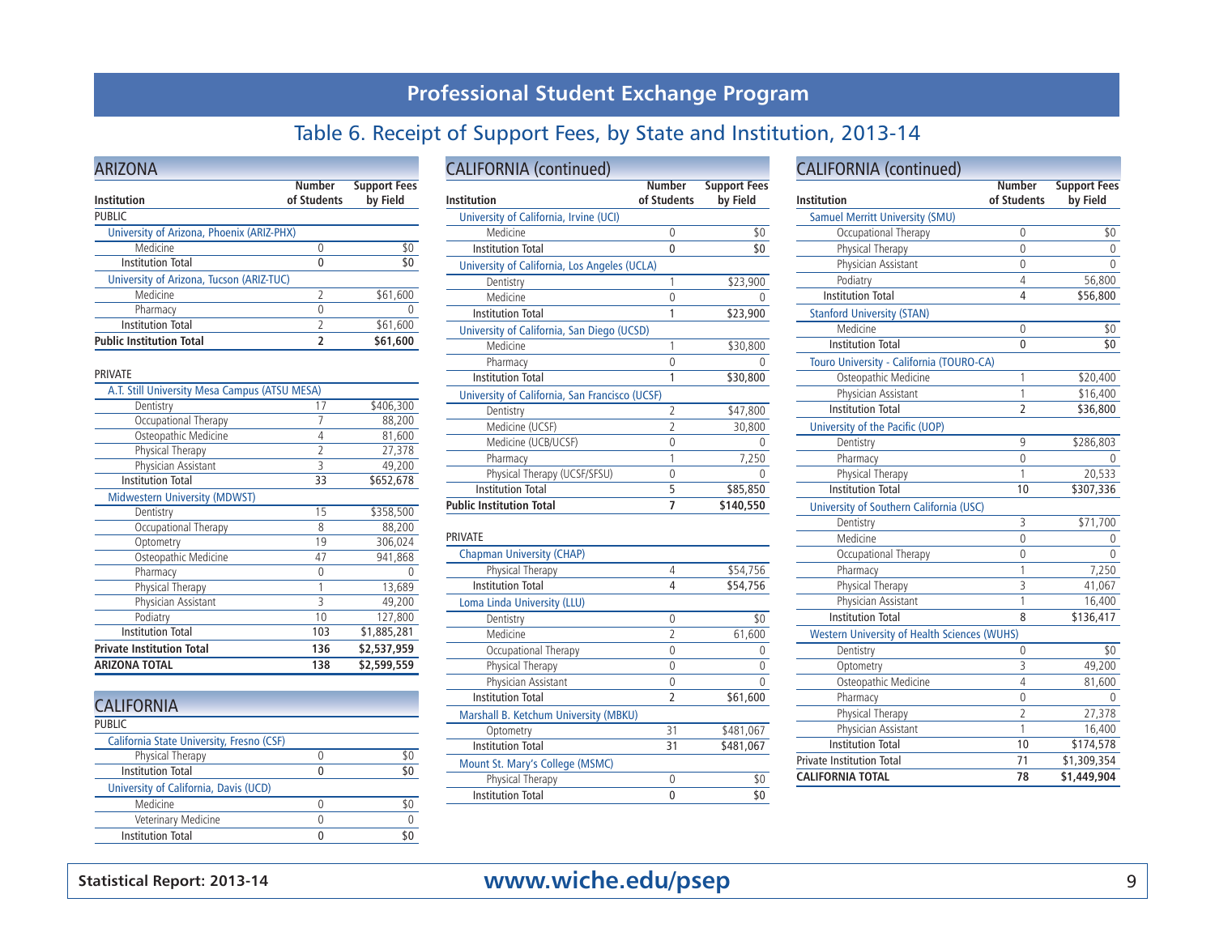# Professional Student Exchange Program

## Table 6. Receipt of Support Fees, by State and Institution, 2013-14

### ARIZONA

| Institution | Number of Students | Support Fees by Field |
|---|---|---|
| **PUBLIC** | | |
| University of Arizona, Phoenix (ARIZ-PHX) | | |
| Medicine | 0 | $0 |
| Institution Total | 0 | $0 |
| University of Arizona, Tucson (ARIZ-TUC) | | |
| Medicine | 2 | $61,600 |
| Pharmacy | 0 | 0 |
| Institution Total | 2 | $61,600 |
| **Public Institution Total** | **2** | **$61,600** |
| **PRIVATE** | | |
| A.T. Still University Mesa Campus (ATSU MESA) | | |
| Dentistry | 17 | $406,300 |
| Occupational Therapy | 7 | 88,200 |
| Osteopathic Medicine | 4 | 81,600 |
| Physical Therapy | 2 | 27,378 |
| Physician Assistant | 3 | 49,200 |
| Institution Total | 33 | $652,678 |
| Midwestern University (MDWST) | | |
| Dentistry | 15 | $358,500 |
| Occupational Therapy | 8 | 88,200 |
| Optometry | 19 | 306,024 |
| Osteopathic Medicine | 47 | 941,868 |
| Pharmacy | 0 | 0 |
| Physical Therapy | 1 | 13,689 |
| Physician Assistant | 3 | 49,200 |
| Podiatry | 10 | 127,800 |
| Institution Total | 103 | $1,885,281 |
| **Private Institution Total** | **136** | **$2,537,959** |
| **ARIZONA TOTAL** | **138** | **$2,599,559** |

### CALIFORNIA

| Institution | Number of Students | Support Fees by Field |
|---|---|---|
| **PUBLIC** | | |
| California State University, Fresno (CSF) | | |
| Physical Therapy | 0 | $0 |
| Institution Total | 0 | $0 |
| University of California, Davis (UCD) | | |
| Medicine | 0 | $0 |
| Veterinary Medicine | 0 | 0 |
| Institution Total | 0 | $0 |
| University of California, Irvine (UCI) | | |
| Medicine | 0 | $0 |
| Institution Total | 0 | $0 |
| University of California, Los Angeles (UCLA) | | |
| Dentistry | 1 | $23,900 |
| Medicine | 0 | 0 |
| Institution Total | 1 | $23,900 |
| University of California, San Diego (UCSD) | | |
| Medicine | 1 | $30,800 |
| Pharmacy | 0 | 0 |
| Institution Total | 1 | $30,800 |
| University of California, San Francisco (UCSF) | | |
| Dentistry | 2 | $47,800 |
| Medicine (UCSF) | 2 | 30,800 |
| Medicine (UCB/UCSF) | 0 | 0 |
| Pharmacy | 1 | 7,250 |
| Physical Therapy (UCSF/SFSU) | 0 | 0 |
| Institution Total | 5 | $85,850 |
| **Public Institution Total** | **7** | **$140,550** |
| **PRIVATE** | | |
| Chapman University (CHAP) | | |
| Physical Therapy | 4 | $54,756 |
| Institution Total | 4 | $54,756 |
| Loma Linda University (LLU) | | |
| Dentistry | 0 | $0 |
| Medicine | 2 | 61,600 |
| Occupational Therapy | 0 | 0 |
| Physical Therapy | 0 | 0 |
| Physician Assistant | 0 | 0 |
| Institution Total | 2 | $61,600 |
| Marshall B. Ketchum University (MBKU) | | |
| Optometry | 31 | $481,067 |
| Institution Total | 31 | $481,067 |
| Mount St. Mary's College (MSMC) | | |
| Physical Therapy | 0 | $0 |
| Institution Total | 0 | $0 |
| Samuel Merritt University (SMU) | | |
| Occupational Therapy | 0 | $0 |
| Physical Therapy | 0 | 0 |
| Physician Assistant | 0 | 0 |
| Podiatry | 4 | 56,800 |
| Institution Total | 4 | $56,800 |
| Stanford University (STAN) | | |
| Medicine | 0 | $0 |
| Institution Total | 0 | $0 |
| Touro University - California (TOURO-CA) | | |
| Osteopathic Medicine | 1 | $20,400 |
| Physician Assistant | 1 | $16,400 |
| Institution Total | 2 | $36,800 |
| University of the Pacific (UOP) | | |
| Dentistry | 9 | $286,803 |
| Pharmacy | 0 | 0 |
| Physical Therapy | 1 | 20,533 |
| Institution Total | 10 | $307,336 |
| University of Southern California (USC) | | |
| Dentistry | 3 | $71,700 |
| Medicine | 0 | 0 |
| Occupational Therapy | 0 | 0 |
| Pharmacy | 1 | 7,250 |
| Physical Therapy | 3 | 41,067 |
| Physician Assistant | 1 | 16,400 |
| Institution Total | 8 | $136,417 |
| Western University of Health Sciences (WUHS) | | |
| Dentistry | 0 | $0 |
| Optometry | 3 | 49,200 |
| Osteopathic Medicine | 4 | 81,600 |
| Pharmacy | 0 | 0 |
| Physical Therapy | 2 | 27,378 |
| Physician Assistant | 1 | 16,400 |
| Institution Total | 10 | $174,578 |
| Private Institution Total | 71 | $1,309,354 |
| **CALIFORNIA TOTAL** | **78** | **$1,449,904** |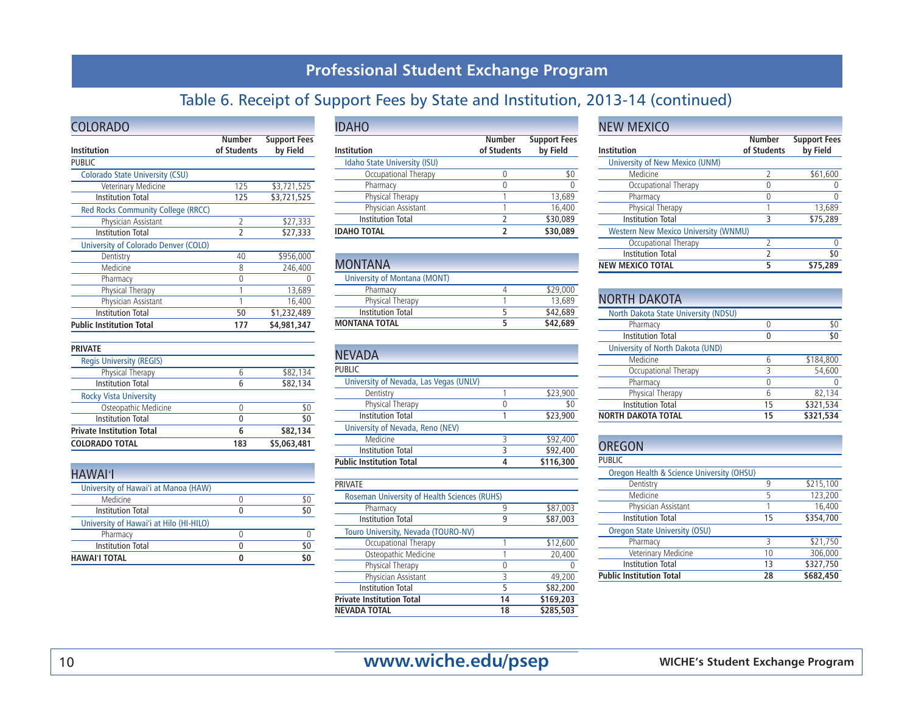# Professional Student Exchange Program

## Table 6. Receipt of Support Fees by State and Institution, 2013-14 (continued)

### COLORADO

| Institution | Number of Students | Support Fees by Field |
|---|---|---|
| PUBLIC | | |
| Colorado State University (CSU) | | |
| Veterinary Medicine | 125 | $3,721,525 |
| Institution Total | 125 | $3,721,525 |
| Red Rocks Community College (RRCC) | | |
| Physician Assistant | 2 | $27,333 |
| Institution Total | 2 | $27,333 |
| University of Colorado Denver (COLO) | | |
| Dentistry | 40 | $956,000 |
| Medicine | 8 | 246,400 |
| Pharmacy | 0 | 0 |
| Physical Therapy | 1 | 13,689 |
| Physician Assistant | 1 | 16,400 |
| Institution Total | 50 | $1,232,489 |
| **Public Institution Total** | **177** | **$4,981,347** |
| **PRIVATE** | | |
| Regis University (REGIS) | | |
| Physical Therapy | 6 | $82,134 |
| Institution Total | 6 | $82,134 |
| Rocky Vista University | | |
| Osteopathic Medicine | 0 | $0 |
| Institution Total | 0 | $0 |
| **Private Institution Total** | **6** | **$82,134** |
| **COLORADO TOTAL** | **183** | **$5,063,481** |

### HAWAI'I

| Institution | Number of Students | Support Fees by Field |
|---|---|---|
| University of Hawai'i at Manoa (HAW) | | |
| Medicine | 0 | $0 |
| Institution Total | 0 | $0 |
| University of Hawai'i at Hilo (HI-HILO) | | |
| Pharmacy | 0 | 0 |
| Institution Total | 0 | $0 |
| **HAWAI'I TOTAL** | **0** | **$0** |

### IDAHO

| Institution | Number of Students | Support Fees by Field |
|---|---|---|
| Idaho State University (ISU) | | |
| Occupational Therapy | 0 | $0 |
| Pharmacy | 0 | 0 |
| Physical Therapy | 1 | 13,689 |
| Physician Assistant | 1 | 16,400 |
| Institution Total | 2 | $30,089 |
| **IDAHO TOTAL** | **2** | **$30,089** |

### MONTANA

| Institution | Number of Students | Support Fees by Field |
|---|---|---|
| University of Montana (MONT) | | |
| Pharmacy | 4 | $29,000 |
| Physical Therapy | 1 | 13,689 |
| Institution Total | 5 | $42,689 |
| **MONTANA TOTAL** | **5** | **$42,689** |

### NEVADA

| Institution | Number of Students | Support Fees by Field |
|---|---|---|
| PUBLIC | | |
| University of Nevada, Las Vegas (UNLV) | | |
| Dentistry | 1 | $23,900 |
| Physical Therapy | 0 | $0 |
| Institution Total | 1 | $23,900 |
| University of Nevada, Reno (NEV) | | |
| Medicine | 3 | $92,400 |
| Institution Total | 3 | $92,400 |
| **Public Institution Total** | **4** | **$116,300** |
| PRIVATE | | |
| Roseman University of Health Sciences (RUHS) | | |
| Pharmacy | 9 | $87,003 |
| Institution Total | 9 | $87,003 |
| Touro University, Nevada (TOURO-NV) | | |
| Occupational Therapy | 1 | $12,600 |
| Osteopathic Medicine | 1 | 20,400 |
| Physical Therapy | 0 | 0 |
| Physician Assistant | 3 | 49,200 |
| Institution Total | 5 | $82,200 |
| **Private Institution Total** | **14** | **$169,203** |
| **NEVADA TOTAL** | **18** | **$285,503** |

### NEW MEXICO

| Institution | Number of Students | Support Fees by Field |
|---|---|---|
| University of New Mexico (UNM) | | |
| Medicine | 2 | $61,600 |
| Occupational Therapy | 0 | 0 |
| Pharmacy | 0 | 0 |
| Physical Therapy | 1 | 13,689 |
| Institution Total | 3 | $75,289 |
| Western New Mexico University (WNMU) | | |
| Occupational Therapy | 2 | 0 |
| Institution Total | 2 | $0 |
| **NEW MEXICO TOTAL** | **5** | **$75,289** |

### NORTH DAKOTA

| Institution | Number of Students | Support Fees by Field |
|---|---|---|
| North Dakota State University (NDSU) | | |
| Pharmacy | 0 | $0 |
| Institution Total | 0 | $0 |
| University of North Dakota (UND) | | |
| Medicine | 6 | $184,800 |
| Occupational Therapy | 3 | 54,600 |
| Pharmacy | 0 | 0 |
| Physical Therapy | 6 | 82,134 |
| Institution Total | 15 | $321,534 |
| **NORTH DAKOTA TOTAL** | **15** | **$321,534** |

### OREGON

| Institution | Number of Students | Support Fees by Field |
|---|---|---|
| PUBLIC | | |
| Oregon Health & Science University (OHSU) | | |
| Dentistry | 9 | $215,100 |
| Medicine | 5 | 123,200 |
| Physician Assistant | 1 | 16,400 |
| Institution Total | 15 | $354,700 |
| Oregon State University (OSU) | | |
| Pharmacy | 3 | $21,750 |
| Veterinary Medicine | 10 | 306,000 |
| Institution Total | 13 | $327,750 |
| **Public Institution Total** | **28** | **$682,450** |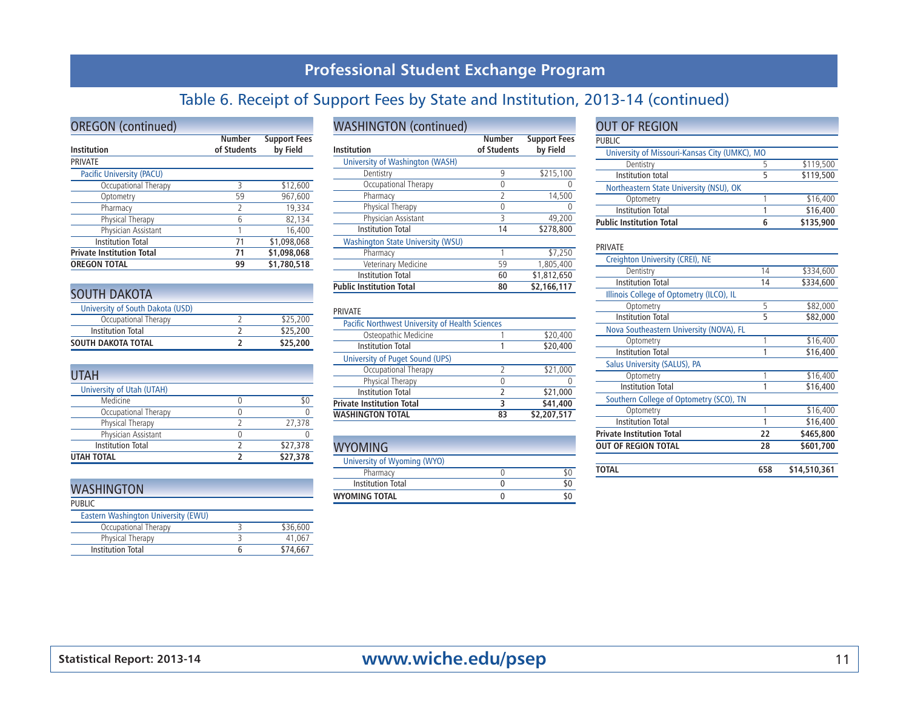## Professional Student Exchange Program

### Table 6. Receipt of Support Fees by State and Institution, 2013-14 (continued)

#### OREGON (continued)

| Institution | Number of Students | Support Fees by Field |
|---|---|---|
| PRIVATE | | |
| Pacific University (PACU) | | |
| Occupational Therapy | 3 | $12,600 |
| Optometry | 59 | 967,600 |
| Pharmacy | 2 | 19,334 |
| Physical Therapy | 6 | 82,134 |
| Physician Assistant | 1 | 16,400 |
| Institution Total | 71 | $1,098,068 |
| **Private Institution Total** | **71** | **$1,098,068** |
| **OREGON TOTAL** | **99** | **$1,780,518** |

#### SOUTH DAKOTA

| Institution | Number of Students | Support Fees by Field |
|---|---|---|
| University of South Dakota (USD) | | |
| Occupational Therapy | 2 | $25,200 |
| Institution Total | 2 | $25,200 |
| **SOUTH DAKOTA TOTAL** | **2** | **$25,200** |

#### UTAH

| Institution | Number of Students | Support Fees by Field |
|---|---|---|
| University of Utah (UTAH) | | |
| Medicine | 0 | $0 |
| Occupational Therapy | 0 | 0 |
| Physical Therapy | 2 | 27,378 |
| Physician Assistant | 0 | 0 |
| Institution Total | 2 | $27,378 |
| **UTAH TOTAL** | **2** | **$27,378** |

#### WASHINGTON

| Institution | Number of Students | Support Fees by Field |
|---|---|---|
| PUBLIC | | |
| Eastern Washington University (EWU) | | |
| Occupational Therapy | 3 | $36,600 |
| Physical Therapy | 3 | 41,067 |
| Institution Total | 6 | $74,667 |

#### WASHINGTON (continued)

| Institution | Number of Students | Support Fees by Field |
|---|---|---|
| University of Washington (WASH) | | |
| Dentistry | 9 | $215,100 |
| Occupational Therapy | 0 | 0 |
| Pharmacy | 2 | 14,500 |
| Physical Therapy | 0 | 0 |
| Physician Assistant | 3 | 49,200 |
| Institution Total | 14 | $278,800 |
| Washington State University (WSU) | | |
| Pharmacy | 1 | $7,250 |
| Veterinary Medicine | 59 | 1,805,400 |
| Institution Total | 60 | $1,812,650 |
| **Public Institution Total** | **80** | **$2,166,117** |
| PRIVATE | | |
| Pacific Northwest University of Health Sciences | | |
| Osteopathic Medicine | 1 | $20,400 |
| Institution Total | 1 | $20,400 |
| University of Puget Sound (UPS) | | |
| Occupational Therapy | 2 | $21,000 |
| Physical Therapy | 0 | 0 |
| Institution Total | 2 | $21,000 |
| **Private Institution Total** | **3** | **$41,400** |
| **WASHINGTON TOTAL** | **83** | **$2,207,517** |

#### WYOMING

| Institution | Number of Students | Support Fees by Field |
|---|---|---|
| University of Wyoming (WYO) | | |
| Pharmacy | 0 | $0 |
| Institution Total | 0 | $0 |
| **WYOMING TOTAL** | **0** | **$0** |

#### OUT OF REGION

| Institution | Number of Students | Support Fees by Field |
|---|---|---|
| PUBLIC | | |
| University of Missouri-Kansas City (UMKC), MO | | |
| Dentistry | 5 | $119,500 |
| Institution total | 5 | $119,500 |
| Northeastern State University (NSU), OK | | |
| Optometry | 1 | $16,400 |
| Institution Total | 1 | $16,400 |
| **Public Institution Total** | **6** | **$135,900** |
| PRIVATE | | |
| Creighton University (CREI), NE | | |
| Dentistry | 14 | $334,600 |
| Institution Total | 14 | $334,600 |
| Illinois College of Optometry (ILCO), IL | | |
| Optometry | 5 | $82,000 |
| Institution Total | 5 | $82,000 |
| Nova Southeastern University (NOVA), FL | | |
| Optometry | 1 | $16,400 |
| Institution Total | 1 | $16,400 |
| Salus University (SALUS), PA | | |
| Optometry | 1 | $16,400 |
| Institution Total | 1 | $16,400 |
| Southern College of Optometry (SCO), TN | | |
| Optometry | 1 | $16,400 |
| Institution Total | 1 | $16,400 |
| **Private Institution Total** | **22** | **$465,800** |
| **OUT OF REGION TOTAL** | **28** | **$601,700** |
| **TOTAL** | **658** | **$14,510,361** |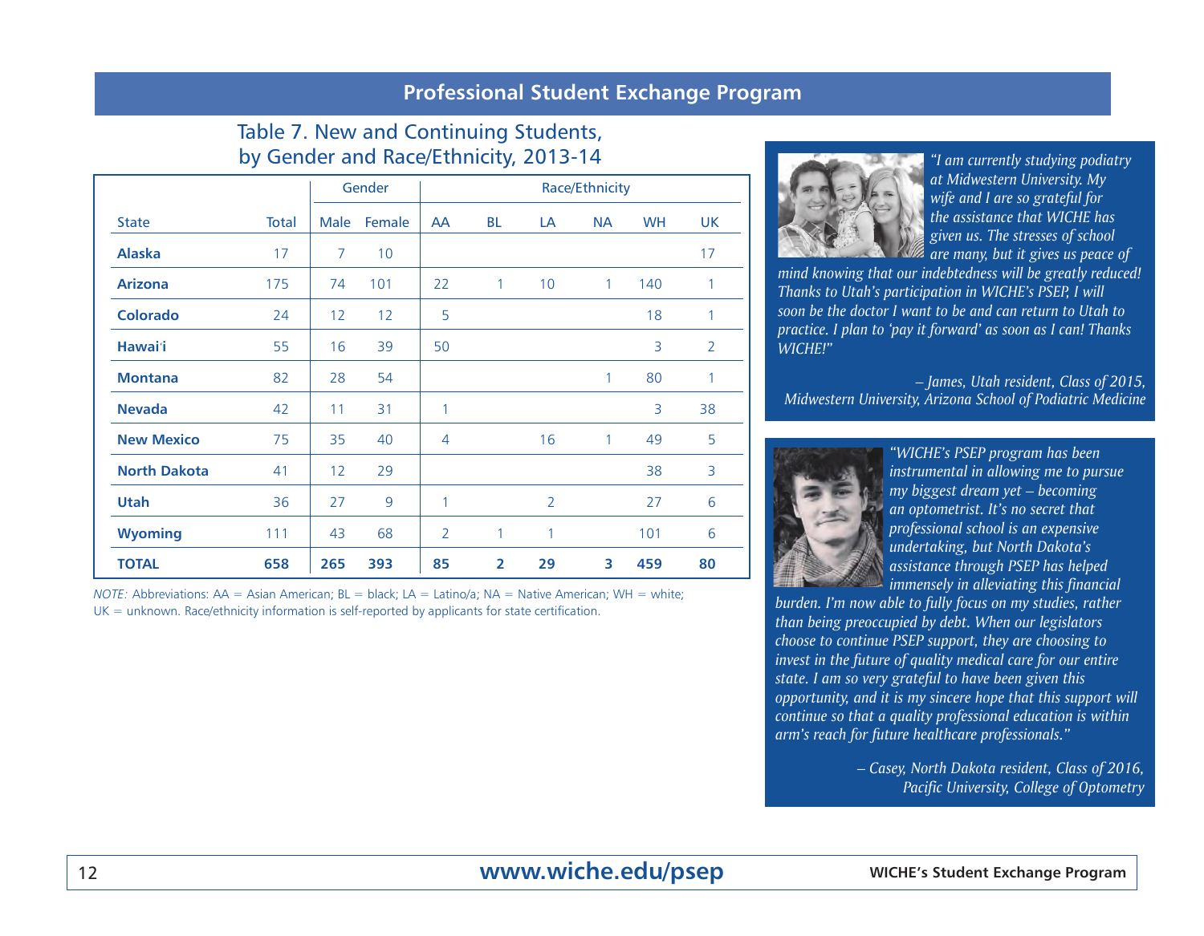## Professional Student Exchange Program

### Table 7. New and Continuing Students, by Gender and Race/Ethnicity, 2013-14

| State | Total | Gender | | Race/Ethnicity | | | | | |
|---|---|---|---|---|---|---|---|---|---|
| | | Male | Female | AA | BL | LA | NA | WH | UK |
| **Alaska** | 17 | 7 | 10 | | | | | | 17 |
| **Arizona** | 175 | 74 | 101 | 22 | 1 | 10 | 1 | 140 | 1 |
| **Colorado** | 24 | 12 | 12 | 5 | | | | 18 | 1 |
| **Hawai'i** | 55 | 16 | 39 | 50 | | | | 3 | 2 |
| **Montana** | 82 | 28 | 54 | | | | 1 | 80 | 1 |
| **Nevada** | 42 | 11 | 31 | 1 | | | | 3 | 38 |
| **New Mexico** | 75 | 35 | 40 | 4 | | 16 | 1 | 49 | 5 |
| **North Dakota** | 41 | 12 | 29 | | | | | 38 | 3 |
| **Utah** | 36 | 27 | 9 | 1 | | 2 | | 27 | 6 |
| **Wyoming** | 111 | 43 | 68 | 2 | 1 | 1 | | 101 | 6 |
| **TOTAL** | **658** | **265** | **393** | **85** | **2** | **29** | **3** | **459** | **80** |

*NOTE:* Abbreviations: AA = Asian American; BL = black; LA = Latino/a; NA = Native American; WH = white; UK = unknown. Race/ethnicity information is self-reported by applicants for state certification.

*"I am currently studying podiatry at Midwestern University. My wife and I are so grateful for the assistance that WICHE has given us. The stresses of school are many, but it gives us peace of mind knowing that our indebtedness will be greatly reduced! Thanks to Utah's participation in WICHE's PSEP, I will soon be the doctor I want to be and can return to Utah to practice. I plan to 'pay it forward' as soon as I can! Thanks WICHE!"*

*– James, Utah resident, Class of 2015, Midwestern University, Arizona School of Podiatric Medicine*

*"WICHE's PSEP program has been instrumental in allowing me to pursue my biggest dream yet – becoming an optometrist. It's no secret that professional school is an expensive undertaking, but North Dakota's assistance through PSEP has helped immensely in alleviating this financial burden. I'm now able to fully focus on my studies, rather than being preoccupied by debt. When our legislators choose to continue PSEP support, they are choosing to invest in the future of quality medical care for our entire state. I am so very grateful to have been given this opportunity, and it is my sincere hope that this support will continue so that a quality professional education is within arm's reach for future healthcare professionals."*

*– Casey, North Dakota resident, Class of 2016, Pacific University, College of Optometry*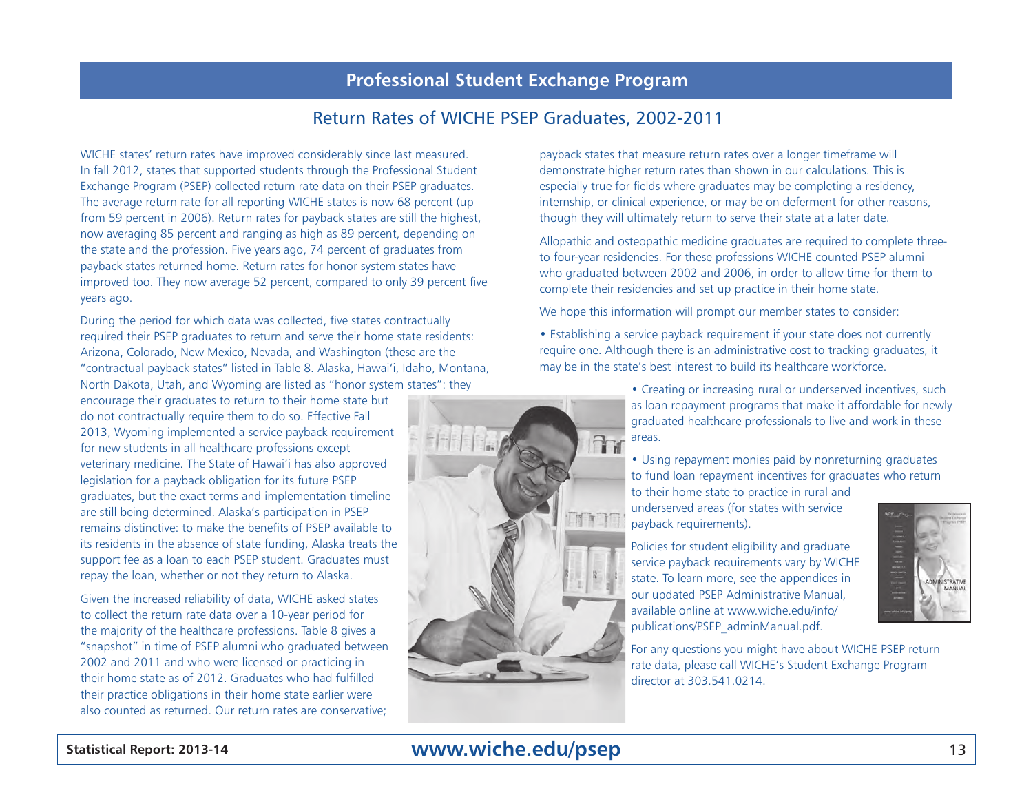## Professional Student Exchange Program

### Return Rates of WICHE PSEP Graduates, 2002-2011

WICHE states' return rates have improved considerably since last measured. In fall 2012, states that supported students through the Professional Student Exchange Program (PSEP) collected return rate data on their PSEP graduates. The average return rate for all reporting WICHE states is now 68 percent (up from 59 percent in 2006). Return rates for payback states are still the highest, now averaging 85 percent and ranging as high as 89 percent, depending on the state and the profession. Five years ago, 74 percent of graduates from payback states returned home. Return rates for honor system states have improved too. They now average 52 percent, compared to only 39 percent five years ago.

During the period for which data was collected, five states contractually required their PSEP graduates to return and serve their home state residents: Arizona, Colorado, New Mexico, Nevada, and Washington (these are the "contractual payback states" listed in Table 8. Alaska, Hawai'i, Idaho, Montana, North Dakota, Utah, and Wyoming are listed as "honor system states": they encourage their graduates to return to their home state but do not contractually require them to do so. Effective Fall 2013, Wyoming implemented a service payback requirement for new students in all healthcare professions except veterinary medicine. The State of Hawai'i has also approved legislation for a payback obligation for its future PSEP graduates, but the exact terms and implementation timeline are still being determined. Alaska's participation in PSEP remains distinctive: to make the benefits of PSEP available to its residents in the absence of state funding, Alaska treats the support fee as a loan to each PSEP student. Graduates must repay the loan, whether or not they return to Alaska.

Given the increased reliability of data, WICHE asked states to collect the return rate data over a 10-year period for the majority of the healthcare professions. Table 8 gives a "snapshot" in time of PSEP alumni who graduated between 2002 and 2011 and who were licensed or practicing in their home state as of 2012. Graduates who had fulfilled their practice obligations in their home state earlier were also counted as returned. Our return rates are conservative; payback states that measure return rates over a longer timeframe will demonstrate higher return rates than shown in our calculations. This is especially true for fields where graduates may be completing a residency, internship, or clinical experience, or may be on deferment for other reasons, though they will ultimately return to serve their state at a later date.

Allopathic and osteopathic medicine graduates are required to complete three- to four-year residencies. For these professions WICHE counted PSEP alumni who graduated between 2002 and 2006, in order to allow time for them to complete their residencies and set up practice in their home state.

We hope this information will prompt our member states to consider:

- Establishing a service payback requirement if your state does not currently require one. Although there is an administrative cost to tracking graduates, it may be in the state's best interest to build its healthcare workforce.
- Creating or increasing rural or underserved incentives, such as loan repayment programs that make it affordable for newly graduated healthcare professionals to live and work in these areas.
- Using repayment monies paid by nonreturning graduates to fund loan repayment incentives for graduates who return to their home state to practice in rural and underserved areas (for states with service payback requirements).

Policies for student eligibility and graduate service payback requirements vary by WICHE state. To learn more, see the appendices in our updated PSEP Administrative Manual, available online at www.wiche.edu/info/publications/PSEP_adminManual.pdf.

For any questions you might have about WICHE PSEP return rate data, please call WICHE's Student Exchange Program director at 303.541.0214.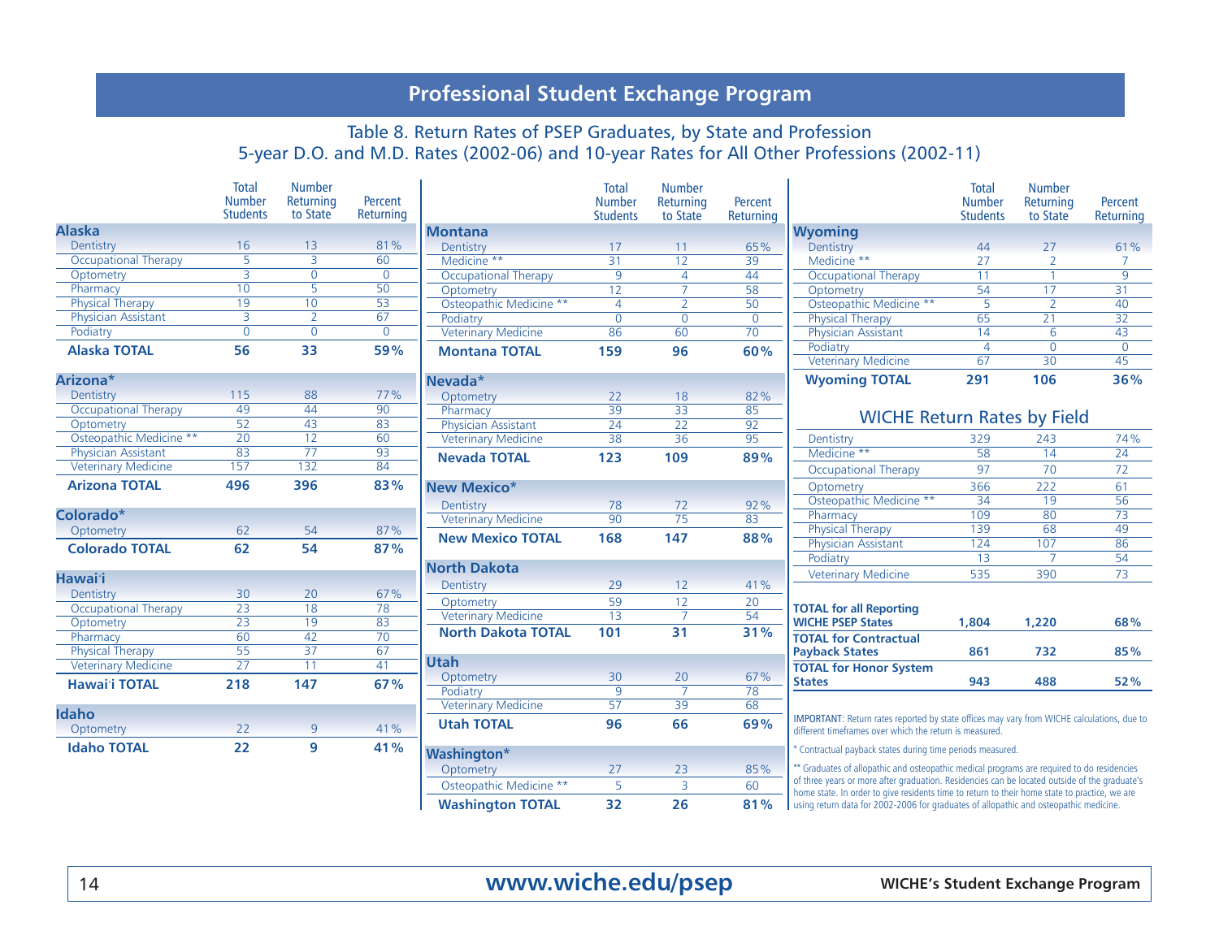## Professional Student Exchange Program

### Table 8. Return Rates of PSEP Graduates, by State and Profession
### 5-year D.O. and M.D. Rates (2002-06) and 10-year Rates for All Other Professions (2002-11)

| | Total Number Students | Number Returning to State | Percent Returning |
|---|---|---|---|
| **Alaska** | | | |
| Dentistry | 16 | 13 | 81% |
| Occupational Therapy | 5 | 3 | 60 |
| Optometry | 3 | 0 | 0 |
| Pharmacy | 10 | 5 | 50 |
| Physical Therapy | 19 | 10 | 53 |
| Physician Assistant | 3 | 2 | 67 |
| Podiatry | 0 | 0 | 0 |
| **Alaska TOTAL** | **56** | **33** | **59%** |
| **Arizona*** | | | |
| Dentistry | 115 | 88 | 77% |
| Occupational Therapy | 49 | 44 | 90 |
| Optometry | 52 | 43 | 83 |
| Osteopathic Medicine ** | 20 | 12 | 60 |
| Physician Assistant | 83 | 77 | 93 |
| Veterinary Medicine | 157 | 132 | 84 |
| **Arizona TOTAL** | **496** | **396** | **83%** |
| **Colorado*** | | | |
| Optometry | 62 | 54 | 87% |
| **Colorado TOTAL** | **62** | **54** | **87%** |
| **Hawai'i** | | | |
| Dentistry | 30 | 20 | 67% |
| Occupational Therapy | 23 | 18 | 78 |
| Optometry | 23 | 19 | 83 |
| Pharmacy | 60 | 42 | 70 |
| Physical Therapy | 55 | 37 | 67 |
| Veterinary Medicine | 27 | 11 | 41 |
| **Hawai'i TOTAL** | **218** | **147** | **67%** |
| **Idaho** | | | |
| Optometry | 22 | 9 | 41% |
| **Idaho TOTAL** | **22** | **9** | **41%** |
| **Montana** | | | |
| Dentistry | 17 | 11 | 65% |
| Medicine ** | 31 | 12 | 39 |
| Occupational Therapy | 9 | 4 | 44 |
| Optometry | 12 | 7 | 58 |
| Osteopathic Medicine ** | 4 | 2 | 50 |
| Podiatry | 0 | 0 | 0 |
| Veterinary Medicine | 86 | 60 | 70 |
| **Montana TOTAL** | **159** | **96** | **60%** |
| **Nevada*** | | | |
| Optometry | 22 | 18 | 82% |
| Pharmacy | 39 | 33 | 85 |
| Physician Assistant | 24 | 22 | 92 |
| Veterinary Medicine | 38 | 36 | 95 |
| **Nevada TOTAL** | **123** | **109** | **89%** |
| **New Mexico*** | | | |
| Dentistry | 78 | 72 | 92% |
| Veterinary Medicine | 90 | 75 | 83 |
| **New Mexico TOTAL** | **168** | **147** | **88%** |
| **North Dakota** | | | |
| Dentistry | 29 | 12 | 41% |
| Optometry | 59 | 12 | 20 |
| Veterinary Medicine | 13 | 7 | 54 |
| **North Dakota TOTAL** | **101** | **31** | **31%** |
| **Utah** | | | |
| Optometry | 30 | 20 | 67% |
| Podiatry | 9 | 7 | 78 |
| Veterinary Medicine | 57 | 39 | 68 |
| **Utah TOTAL** | **96** | **66** | **69%** |
| **Washington*** | | | |
| Optometry | 27 | 23 | 85% |
| Osteopathic Medicine ** | 5 | 3 | 60 |
| **Washington TOTAL** | **32** | **26** | **81%** |
| **Wyoming** | | | |
| Dentistry | 44 | 27 | 61% |
| Medicine ** | 27 | 2 | 7 |
| Occupational Therapy | 11 | 1 | 9 |
| Optometry | 54 | 17 | 31 |
| Osteopathic Medicine ** | 5 | 2 | 40 |
| Physical Therapy | 65 | 21 | 32 |
| Physician Assistant | 14 | 6 | 43 |
| Podiatry | 4 | 0 | 0 |
| Veterinary Medicine | 67 | 30 | 45 |
| **Wyoming TOTAL** | **291** | **106** | **36%** |

### WICHE Return Rates by Field

| | Total Number Students | Number Returning to State | Percent Returning |
|---|---|---|---|
| Dentistry | 329 | 243 | 74% |
| Medicine ** | 58 | 14 | 24 |
| Occupational Therapy | 97 | 70 | 72 |
| Optometry | 366 | 222 | 61 |
| Osteopathic Medicine ** | 34 | 19 | 56 |
| Pharmacy | 109 | 80 | 73 |
| Physical Therapy | 139 | 68 | 49 |
| Physician Assistant | 124 | 107 | 86 |
| Podiatry | 13 | 7 | 54 |
| Veterinary Medicine | 535 | 390 | 73 |
| **TOTAL for all Reporting WICHE PSEP States** | **1,804** | **1,220** | **68%** |
| **TOTAL for Contractual Payback States** | **861** | **732** | **85%** |
| **TOTAL for Honor System States** | **943** | **488** | **52%** |

IMPORTANT: Return rates reported by state offices may vary from WICHE calculations, due to different timeframes over which the return is measured.

\* Contractual payback states during time periods measured.

** Graduates of allopathic and osteopathic medical programs are required to do residencies of three years or more after graduation. Residencies can be located outside of the graduate's home state. In order to give residents time to return to their home state to practice, we are using return data for 2002-2006 for graduates of allopathic and osteopathic medicine.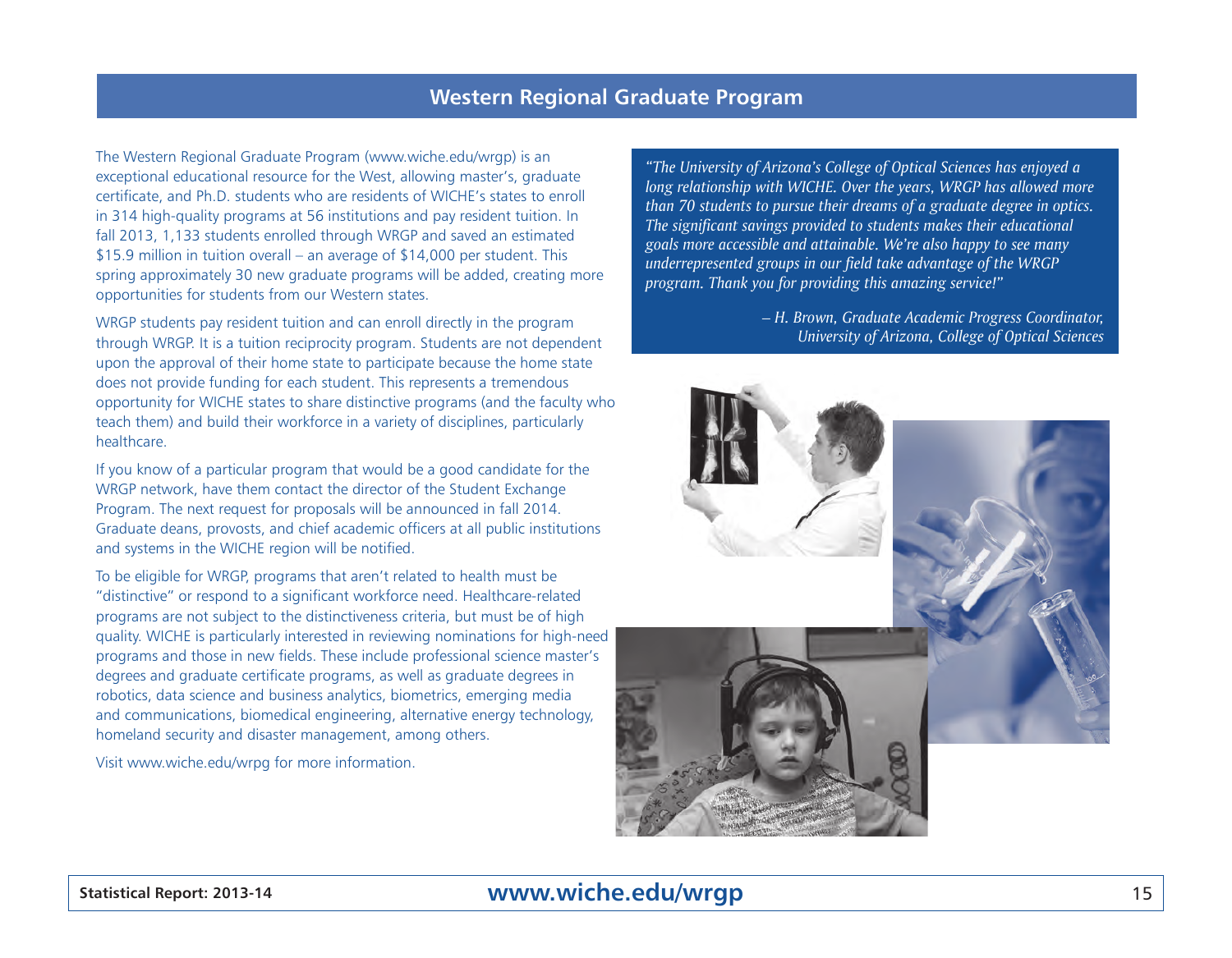## Western Regional Graduate Program

The Western Regional Graduate Program (www.wiche.edu/wrgp) is an exceptional educational resource for the West, allowing master's, graduate certificate, and Ph.D. students who are residents of WICHE's states to enroll in 314 high-quality programs at 56 institutions and pay resident tuition. In fall 2013, 1,133 students enrolled through WRGP and saved an estimated $15.9 million in tuition overall – an average of $14,000 per student. This spring approximately 30 new graduate programs will be added, creating more opportunities for students from our Western states.

WRGP students pay resident tuition and can enroll directly in the program through WRGP. It is a tuition reciprocity program. Students are not dependent upon the approval of their home state to participate because the home state does not provide funding for each student. This represents a tremendous opportunity for WICHE states to share distinctive programs (and the faculty who teach them) and build their workforce in a variety of disciplines, particularly healthcare.

If you know of a particular program that would be a good candidate for the WRGP network, have them contact the director of the Student Exchange Program. The next request for proposals will be announced in fall 2014. Graduate deans, provosts, and chief academic officers at all public institutions and systems in the WICHE region will be notified.

To be eligible for WRGP, programs that aren't related to health must be "distinctive" or respond to a significant workforce need. Healthcare-related programs are not subject to the distinctiveness criteria, but must be of high quality. WICHE is particularly interested in reviewing nominations for high-need programs and those in new fields. These include professional science master's degrees and graduate certificate programs, as well as graduate degrees in robotics, data science and business analytics, biometrics, emerging media and communications, biomedical engineering, alternative energy technology, homeland security and disaster management, among others.

Visit www.wiche.edu/wrpg for more information.

*"The University of Arizona's College of Optical Sciences has enjoyed a long relationship with WICHE. Over the years, WRGP has allowed more than 70 students to pursue their dreams of a graduate degree in optics. The significant savings provided to students makes their educational goals more accessible and attainable. We're also happy to see many underrepresented groups in our field take advantage of the WRGP program. Thank you for providing this amazing service!"*

*– H. Brown, Graduate Academic Progress Coordinator, University of Arizona, College of Optical Sciences*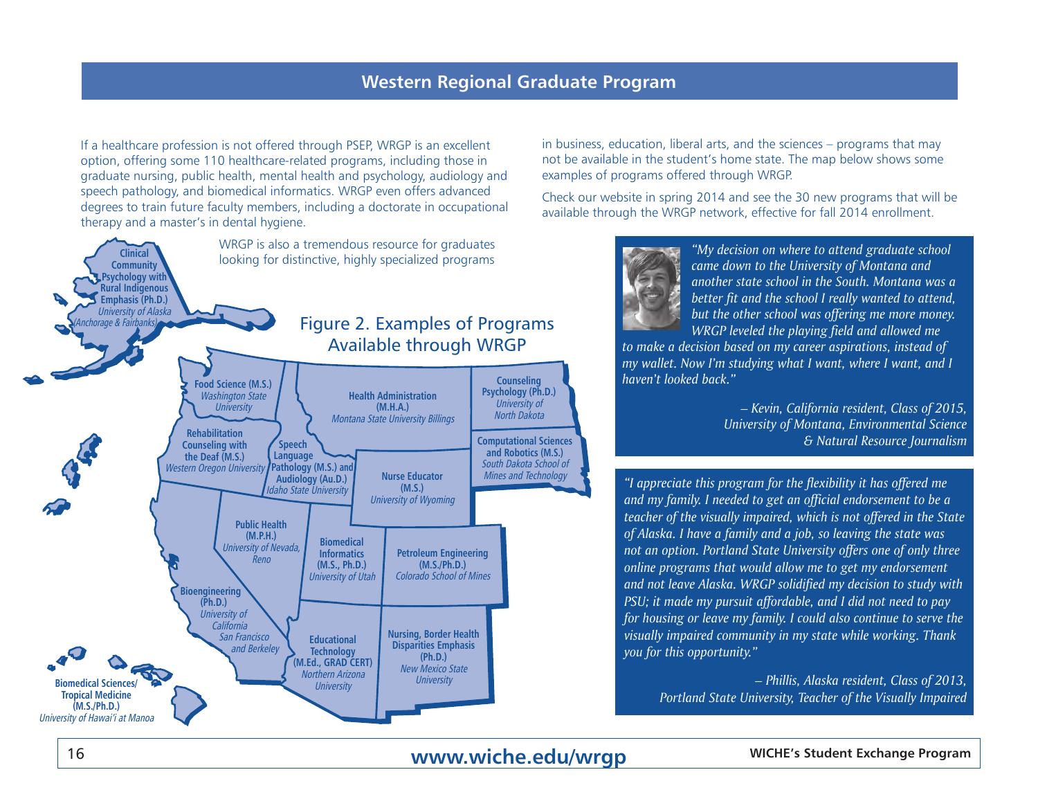## Western Regional Graduate Program

If a healthcare profession is not offered through PSEP, WRGP is an excellent option, offering some 110 healthcare-related programs, including those in graduate nursing, public health, mental health and psychology, audiology and speech pathology, and biomedical informatics. WRGP even offers advanced degrees to train future faculty members, including a doctorate in occupational therapy and a master's in dental hygiene.

WRGP is also a tremendous resource for graduates looking for distinctive, highly specialized programs in business, education, liberal arts, and the sciences – programs that may not be available in the student's home state. The map below shows some examples of programs offered through WRGP.

Check our website in spring 2014 and see the 30 new programs that will be available through the WRGP network, effective for fall 2014 enrollment.

### Figure 2. Examples of Programs Available through WRGP

- **Clinical Community Psychology with Rural Indigenous Emphasis (Ph.D.)** – *University of Alaska (Anchorage & Fairbanks)*
- **Food Science (M.S.)** – *Washington State University*
- **Health Administration (M.H.A.)** – *Montana State University Billings*
- **Counseling Psychology (Ph.D.)** – *University of North Dakota*
- **Rehabilitation Counseling with the Deaf (M.S.)** – *Western Oregon University*
- **Speech Language Pathology (M.S.) and Audiology (Au.D.)** – *Idaho State University*
- **Computational Sciences and Robotics (M.S.)** – *South Dakota School of Mines and Technology*
- **Nurse Educator (M.S.)** – *University of Wyoming*
- **Public Health (M.P.H.)** – *University of Nevada, Reno*
- **Biomedical Informatics (M.S., Ph.D.)** – *University of Utah*
- **Petroleum Engineering (M.S./Ph.D.)** – *Colorado School of Mines*
- **Bioengineering (Ph.D.)** – *University of California San Francisco and Berkeley*
- **Educational Technology (M.Ed., GRAD CERT)** – *Northern Arizona University*
- **Nursing, Border Health Disparities Emphasis (Ph.D.)** – *New Mexico State University*
- **Biomedical Sciences/Tropical Medicine (M.S./Ph.D.)** – *University of Hawai'i at Manoa*

*"My decision on where to attend graduate school came down to the University of Montana and another state school in the South. Montana was a better fit and the school I really wanted to attend, but the other school was offering me more money. WRGP leveled the playing field and allowed me to make a decision based on my career aspirations, instead of my wallet. Now I'm studying what I want, where I want, and I haven't looked back."*

*– Kevin, California resident, Class of 2015, University of Montana, Environmental Science & Natural Resource Journalism*

*"I appreciate this program for the flexibility it has offered me and my family. I needed to get an official endorsement to be a teacher of the visually impaired, which is not offered in the State of Alaska. I have a family and a job, so leaving the state was not an option. Portland State University offers one of only three online programs that would allow me to get my endorsement and not leave Alaska. WRGP solidified my decision to study with PSU; it made my pursuit affordable, and I did not need to pay for housing or leave my family. I could also continue to serve the visually impaired community in my state while working. Thank you for this opportunity."*

*– Phillis, Alaska resident, Class of 2013, Portland State University, Teacher of the Visually Impaired*

**www.wiche.edu/wrgp**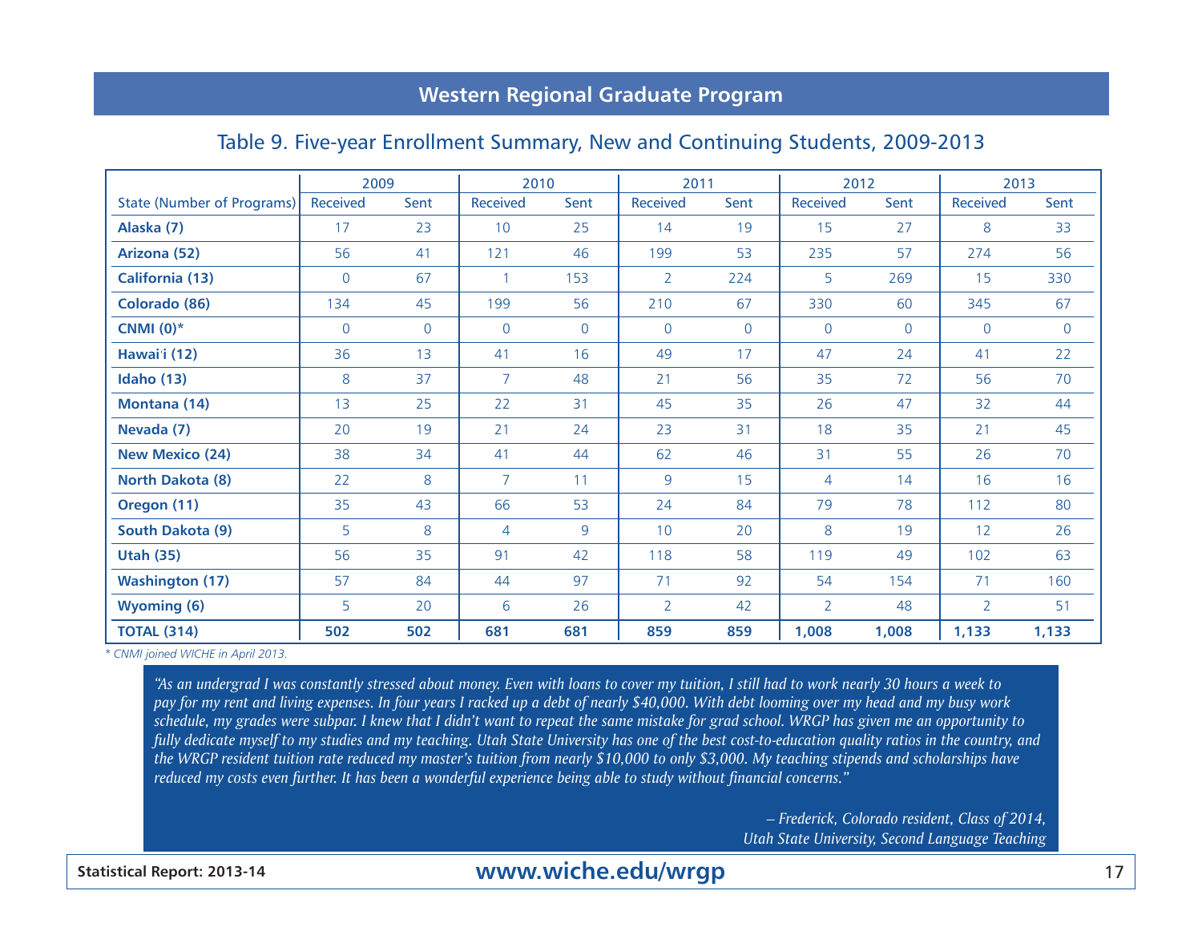# Western Regional Graduate Program

## Table 9. Five-year Enrollment Summary, New and Continuing Students, 2009-2013

| | 2009 | | 2010 | | 2011 | | 2012 | | 2013 | |
|---|---|---|---|---|---|---|---|---|---|---|
| State (Number of Programs) | Received | Sent | Received | Sent | Received | Sent | Received | Sent | Received | Sent |
| **Alaska (7)** | 17 | 23 | 10 | 25 | 14 | 19 | 15 | 27 | 8 | 33 |
| **Arizona (52)** | 56 | 41 | 121 | 46 | 199 | 53 | 235 | 57 | 274 | 56 |
| **California (13)** | 0 | 67 | 1 | 153 | 2 | 224 | 5 | 269 | 15 | 330 |
| **Colorado (86)** | 134 | 45 | 199 | 56 | 210 | 67 | 330 | 60 | 345 | 67 |
| **CNMI (0)*** | 0 | 0 | 0 | 0 | 0 | 0 | 0 | 0 | 0 | 0 |
| **Hawai'i (12)** | 36 | 13 | 41 | 16 | 49 | 17 | 47 | 24 | 41 | 22 |
| **Idaho (13)** | 8 | 37 | 7 | 48 | 21 | 56 | 35 | 72 | 56 | 70 |
| **Montana (14)** | 13 | 25 | 22 | 31 | 45 | 35 | 26 | 47 | 32 | 44 |
| **Nevada (7)** | 20 | 19 | 21 | 24 | 23 | 31 | 18 | 35 | 21 | 45 |
| **New Mexico (24)** | 38 | 34 | 41 | 44 | 62 | 46 | 31 | 55 | 26 | 70 |
| **North Dakota (8)** | 22 | 8 | 7 | 11 | 9 | 15 | 4 | 14 | 16 | 16 |
| **Oregon (11)** | 35 | 43 | 66 | 53 | 24 | 84 | 79 | 78 | 112 | 80 |
| **South Dakota (9)** | 5 | 8 | 4 | 9 | 10 | 20 | 8 | 19 | 12 | 26 |
| **Utah (35)** | 56 | 35 | 91 | 42 | 118 | 58 | 119 | 49 | 102 | 63 |
| **Washington (17)** | 57 | 84 | 44 | 97 | 71 | 92 | 54 | 154 | 71 | 160 |
| **Wyoming (6)** | 5 | 20 | 6 | 26 | 2 | 42 | 2 | 48 | 2 | 51 |
| **TOTAL (314)** | **502** | **502** | **681** | **681** | **859** | **859** | **1,008** | **1,008** | **1,133** | **1,133** |

*\* CNMI joined WICHE in April 2013.*

*"As an undergrad I was constantly stressed about money. Even with loans to cover my tuition, I still had to work nearly 30 hours a week to pay for my rent and living expenses. In four years I racked up a debt of nearly $40,000. With debt looming over my head and my busy work schedule, my grades were subpar. I knew that I didn't want to repeat the same mistake for grad school. WRGP has given me an opportunity to fully dedicate myself to my studies and my teaching. Utah State University has one of the best cost-to-education quality ratios in the country, and the WRGP resident tuition rate reduced my master's tuition from nearly $10,000 to only $3,000. My teaching stipends and scholarships have reduced my costs even further. It has been a wonderful experience being able to study without financial concerns."*

*– Frederick, Colorado resident, Class of 2014,*
*Utah State University, Second Language Teaching*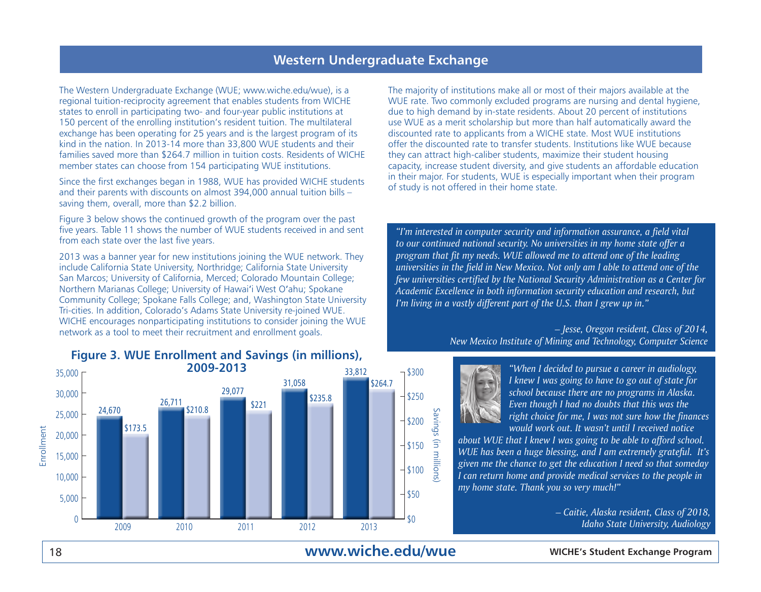# Western Undergraduate Exchange

The Western Undergraduate Exchange (WUE; www.wiche.edu/wue), is a regional tuition-reciprocity agreement that enables students from WICHE states to enroll in participating two- and four-year public institutions at 150 percent of the enrolling institution's resident tuition. The multilateral exchange has been operating for 25 years and is the largest program of its kind in the nation. In 2013-14 more than 33,800 WUE students and their families saved more than $264.7 million in tuition costs. Residents of WICHE member states can choose from 154 participating WUE institutions.

Since the first exchanges began in 1988, WUE has provided WICHE students and their parents with discounts on almost 394,000 annual tuition bills – saving them, overall, more than $2.2 billion.

Figure 3 below shows the continued growth of the program over the past five years. Table 11 shows the number of WUE students received in and sent from each state over the last five years.

2013 was a banner year for new institutions joining the WUE network. They include California State University, Northridge; California State University San Marcos; University of California, Merced; Colorado Mountain College; Northern Marianas College; University of Hawai'i West O'ahu; Spokane Community College; Spokane Falls College; and, Washington State University Tri-cities. In addition, Colorado's Adams State University re-joined WUE. WICHE encourages nonparticipating institutions to consider joining the WUE network as a tool to meet their recruitment and enrollment goals.

**Figure 3. WUE Enrollment and Savings (in millions), 2009-2013**

| Year | Enrollment | Savings (in millions) |
| --- | --- | --- |
| 2009 | 24,670 | $173.5 |
| 2010 | 26,711 | $210.8 |
| 2011 | 29,077 | $221 |
| 2012 | 31,058 | $235.8 |
| 2013 | 33,812 | $264.7 |

The majority of institutions make all or most of their majors available at the WUE rate. Two commonly excluded programs are nursing and dental hygiene, due to high demand by in-state residents. About 20 percent of institutions use WUE as a merit scholarship but more than half automatically award the discounted rate to applicants from a WICHE state. Most WUE institutions offer the discounted rate to transfer students. Institutions like WUE because they can attract high-caliber students, maximize their student housing capacity, increase student diversity, and give students an affordable education in their major. For students, WUE is especially important when their program of study is not offered in their home state.

*"I'm interested in computer security and information assurance, a field vital to our continued national security. No universities in my home state offer a program that fit my needs. WUE allowed me to attend one of the leading universities in the field in New Mexico. Not only am I able to attend one of the few universities certified by the National Security Administration as a Center for Academic Excellence in both information security education and research, but I'm living in a vastly different part of the U.S. than I grew up in."*

*– Jesse, Oregon resident, Class of 2014, New Mexico Institute of Mining and Technology, Computer Science*

*"When I decided to pursue a career in audiology, I knew I was going to have to go out of state for school because there are no programs in Alaska. Even though I had no doubts that this was the right choice for me, I was not sure how the finances would work out. It wasn't until I received notice about WUE that I knew I was going to be able to afford school. WUE has been a huge blessing, and I am extremely grateful. It's given me the chance to get the education I need so that someday I can return home and provide medical services to the people in my home state. Thank you so very much!"*

*– Caitie, Alaska resident, Class of 2018, Idaho State University, Audiology*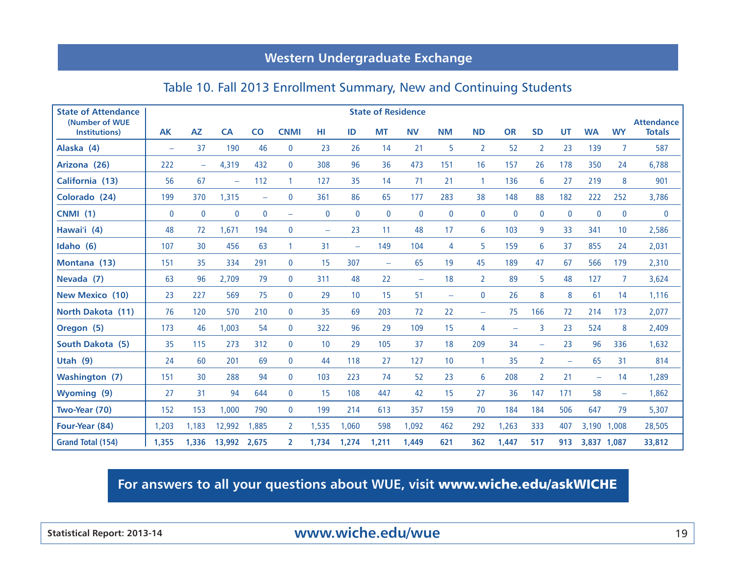## Western Undergraduate Exchange

### Table 10. Fall 2013 Enrollment Summary, New and Continuing Students

| State of Attendance (Number of WUE Institutions) | State of Residence | | | | | | | | | | | | | | | | |
|---|---|---|---|---|---|---|---|---|---|---|---|---|---|---|---|---|---|
| | AK | AZ | CA | CO | CNMI | HI | ID | MT | NV | NM | ND | OR | SD | UT | WA | WY | Attendance Totals |
| Alaska (4) | – | 37 | 190 | 46 | 0 | 23 | 26 | 14 | 21 | 5 | 2 | 52 | 2 | 23 | 139 | 7 | 587 |
| Arizona (26) | 222 | – | 4,319 | 432 | 0 | 308 | 96 | 36 | 473 | 151 | 16 | 157 | 26 | 178 | 350 | 24 | 6,788 |
| California (13) | 56 | 67 | – | 112 | 1 | 127 | 35 | 14 | 71 | 21 | 1 | 136 | 6 | 27 | 219 | 8 | 901 |
| Colorado (24) | 199 | 370 | 1,315 | – | 0 | 361 | 86 | 65 | 177 | 283 | 38 | 148 | 88 | 182 | 222 | 252 | 3,786 |
| CNMI (1) | 0 | 0 | 0 | 0 | – | 0 | 0 | 0 | 0 | 0 | 0 | 0 | 0 | 0 | 0 | 0 | 0 |
| Hawai'i (4) | 48 | 72 | 1,671 | 194 | 0 | – | 23 | 11 | 48 | 17 | 6 | 103 | 9 | 33 | 341 | 10 | 2,586 |
| Idaho (6) | 107 | 30 | 456 | 63 | 1 | 31 | – | 149 | 104 | 4 | 5 | 159 | 6 | 37 | 855 | 24 | 2,031 |
| Montana (13) | 151 | 35 | 334 | 291 | 0 | 15 | 307 | – | 65 | 19 | 45 | 189 | 47 | 67 | 566 | 179 | 2,310 |
| Nevada (7) | 63 | 96 | 2,709 | 79 | 0 | 311 | 48 | 22 | – | 18 | 2 | 89 | 5 | 48 | 127 | 7 | 3,624 |
| New Mexico (10) | 23 | 227 | 569 | 75 | 0 | 29 | 10 | 15 | 51 | – | 0 | 26 | 8 | 8 | 61 | 14 | 1,116 |
| North Dakota (11) | 76 | 120 | 570 | 210 | 0 | 35 | 69 | 203 | 72 | 22 | – | 75 | 166 | 72 | 214 | 173 | 2,077 |
| Oregon (5) | 173 | 46 | 1,003 | 54 | 0 | 322 | 96 | 29 | 109 | 15 | 4 | – | 3 | 23 | 524 | 8 | 2,409 |
| South Dakota (5) | 35 | 115 | 273 | 312 | 0 | 10 | 29 | 105 | 37 | 18 | 209 | 34 | – | 23 | 96 | 336 | 1,632 |
| Utah (9) | 24 | 60 | 201 | 69 | 0 | 44 | 118 | 27 | 127 | 10 | 1 | 35 | 2 | – | 65 | 31 | 814 |
| Washington (7) | 151 | 30 | 288 | 94 | 0 | 103 | 223 | 74 | 52 | 23 | 6 | 208 | 2 | 21 | – | 14 | 1,289 |
| Wyoming (9) | 27 | 31 | 94 | 644 | 0 | 15 | 108 | 447 | 42 | 15 | 27 | 36 | 147 | 171 | 58 | – | 1,862 |
| Two-Year (70) | 152 | 153 | 1,000 | 790 | 0 | 199 | 214 | 613 | 357 | 159 | 70 | 184 | 184 | 506 | 647 | 79 | 5,307 |
| Four-Year (84) | 1,203 | 1,183 | 12,992 | 1,885 | 2 | 1,535 | 1,060 | 598 | 1,092 | 462 | 292 | 1,263 | 333 | 407 | 3,190 | 1,008 | 28,505 |
| **Grand Total (154)** | **1,355** | **1,336** | **13,992** | **2,675** | **2** | **1,734** | **1,274** | **1,211** | **1,449** | **621** | **362** | **1,447** | **517** | **913** | **3,837** | **1,087** | **33,812** |

**For answers to all your questions about WUE, visit www.wiche.edu/askWICHE**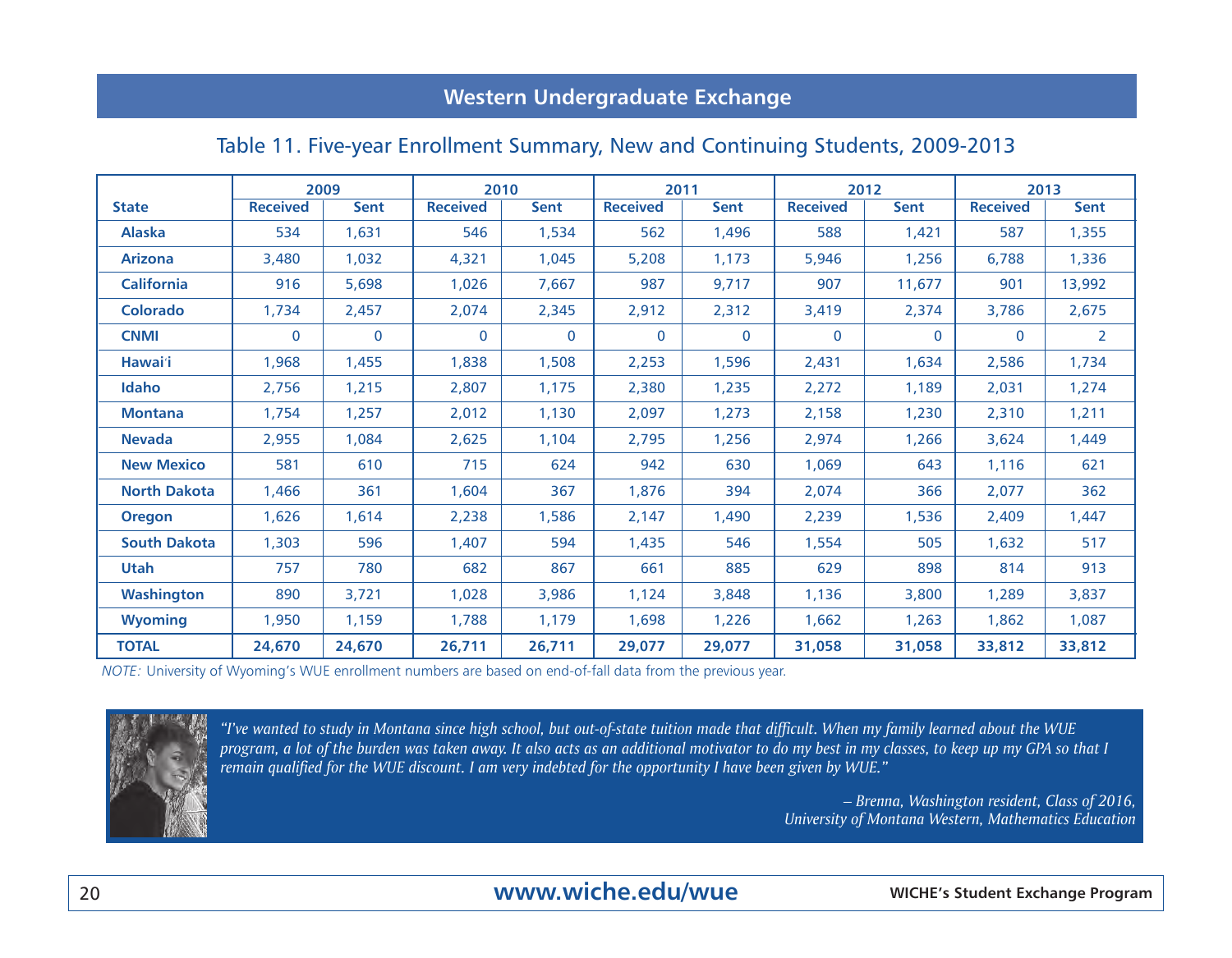## Western Undergraduate Exchange

### Table 11. Five-year Enrollment Summary, New and Continuing Students, 2009-2013

| State | 2009 | | 2010 | | 2011 | | 2012 | | 2013 | |
|---|---|---|---|---|---|---|---|---|---|---|
| | Received | Sent | Received | Sent | Received | Sent | Received | Sent | Received | Sent |
| Alaska | 534 | 1,631 | 546 | 1,534 | 562 | 1,496 | 588 | 1,421 | 587 | 1,355 |
| Arizona | 3,480 | 1,032 | 4,321 | 1,045 | 5,208 | 1,173 | 5,946 | 1,256 | 6,788 | 1,336 |
| California | 916 | 5,698 | 1,026 | 7,667 | 987 | 9,717 | 907 | 11,677 | 901 | 13,992 |
| Colorado | 1,734 | 2,457 | 2,074 | 2,345 | 2,912 | 2,312 | 3,419 | 2,374 | 3,786 | 2,675 |
| CNMI | 0 | 0 | 0 | 0 | 0 | 0 | 0 | 0 | 0 | 2 |
| Hawai'i | 1,968 | 1,455 | 1,838 | 1,508 | 2,253 | 1,596 | 2,431 | 1,634 | 2,586 | 1,734 |
| Idaho | 2,756 | 1,215 | 2,807 | 1,175 | 2,380 | 1,235 | 2,272 | 1,189 | 2,031 | 1,274 |
| Montana | 1,754 | 1,257 | 2,012 | 1,130 | 2,097 | 1,273 | 2,158 | 1,230 | 2,310 | 1,211 |
| Nevada | 2,955 | 1,084 | 2,625 | 1,104 | 2,795 | 1,256 | 2,974 | 1,266 | 3,624 | 1,449 |
| New Mexico | 581 | 610 | 715 | 624 | 942 | 630 | 1,069 | 643 | 1,116 | 621 |
| North Dakota | 1,466 | 361 | 1,604 | 367 | 1,876 | 394 | 2,074 | 366 | 2,077 | 362 |
| Oregon | 1,626 | 1,614 | 2,238 | 1,586 | 2,147 | 1,490 | 2,239 | 1,536 | 2,409 | 1,447 |
| South Dakota | 1,303 | 596 | 1,407 | 594 | 1,435 | 546 | 1,554 | 505 | 1,632 | 517 |
| Utah | 757 | 780 | 682 | 867 | 661 | 885 | 629 | 898 | 814 | 913 |
| Washington | 890 | 3,721 | 1,028 | 3,986 | 1,124 | 3,848 | 1,136 | 3,800 | 1,289 | 3,837 |
| Wyoming | 1,950 | 1,159 | 1,788 | 1,179 | 1,698 | 1,226 | 1,662 | 1,263 | 1,862 | 1,087 |
| **TOTAL** | **24,670** | **24,670** | **26,711** | **26,711** | **29,077** | **29,077** | **31,058** | **31,058** | **33,812** | **33,812** |

*NOTE:* University of Wyoming's WUE enrollment numbers are based on end-of-fall data from the previous year.

*"I've wanted to study in Montana since high school, but out-of-state tuition made that difficult. When my family learned about the WUE program, a lot of the burden was taken away. It also acts as an additional motivator to do my best in my classes, to keep up my GPA so that I remain qualified for the WUE discount. I am very indebted for the opportunity I have been given by WUE."*

*– Brenna, Washington resident, Class of 2016, University of Montana Western, Mathematics Education*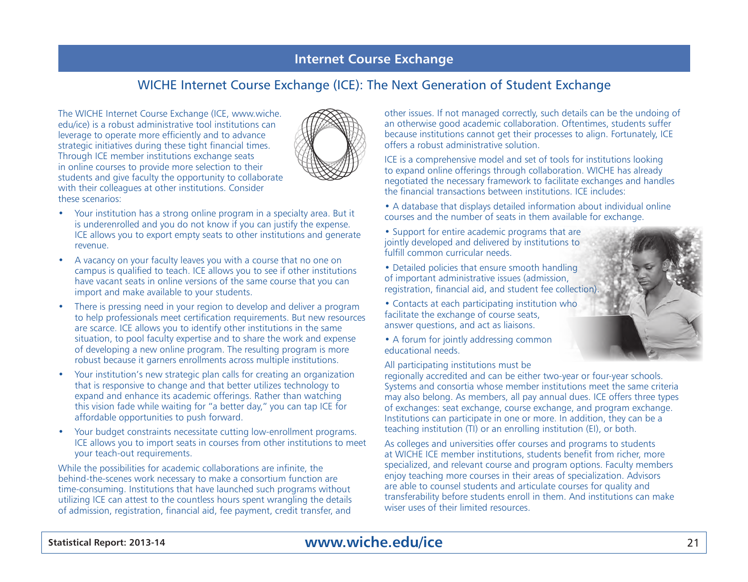# Internet Course Exchange

## WICHE Internet Course Exchange (ICE): The Next Generation of Student Exchange

The WICHE Internet Course Exchange (ICE, www.wiche.edu/ice) is a robust administrative tool institutions can leverage to operate more efficiently and to advance strategic initiatives during these tight financial times. Through ICE member institutions exchange seats in online courses to provide more selection to their students and give faculty the opportunity to collaborate with their colleagues at other institutions. Consider these scenarios:

- Your institution has a strong online program in a specialty area. But it is underenrolled and you do not know if you can justify the expense. ICE allows you to export empty seats to other institutions and generate revenue.
- A vacancy on your faculty leaves you with a course that no one on campus is qualified to teach. ICE allows you to see if other institutions have vacant seats in online versions of the same course that you can import and make available to your students.
- There is pressing need in your region to develop and deliver a program to help professionals meet certification requirements. But new resources are scarce. ICE allows you to identify other institutions in the same situation, to pool faculty expertise and to share the work and expense of developing a new online program. The resulting program is more robust because it garners enrollments across multiple institutions.
- Your institution's new strategic plan calls for creating an organization that is responsive to change and that better utilizes technology to expand and enhance its academic offerings. Rather than watching this vision fade while waiting for "a better day," you can tap ICE for affordable opportunities to push forward.
- Your budget constraints necessitate cutting low-enrollment programs. ICE allows you to import seats in courses from other institutions to meet your teach-out requirements.

While the possibilities for academic collaborations are infinite, the behind-the-scenes work necessary to make a consortium function are time-consuming. Institutions that have launched such programs without utilizing ICE can attest to the countless hours spent wrangling the details of admission, registration, financial aid, fee payment, credit transfer, and other issues. If not managed correctly, such details can be the undoing of an otherwise good academic collaboration. Oftentimes, students suffer because institutions cannot get their processes to align. Fortunately, ICE offers a robust administrative solution.

ICE is a comprehensive model and set of tools for institutions looking to expand online offerings through collaboration. WICHE has already negotiated the necessary framework to facilitate exchanges and handles the financial transactions between institutions. ICE includes:

- A database that displays detailed information about individual online courses and the number of seats in them available for exchange.
- Support for entire academic programs that are jointly developed and delivered by institutions to fulfill common curricular needs.
- Detailed policies that ensure smooth handling of important administrative issues (admission, registration, financial aid, and student fee collection).
- Contacts at each participating institution who facilitate the exchange of course seats, answer questions, and act as liaisons.
- A forum for jointly addressing common educational needs.

All participating institutions must be regionally accredited and can be either two-year or four-year schools. Systems and consortia whose member institutions meet the same criteria may also belong. As members, all pay annual dues. ICE offers three types of exchanges: seat exchange, course exchange, and program exchange. Institutions can participate in one or more. In addition, they can be a teaching institution (TI) or an enrolling institution (EI), or both.

As colleges and universities offer courses and programs to students at WICHE ICE member institutions, students benefit from richer, more specialized, and relevant course and program options. Faculty members enjoy teaching more courses in their areas of specialization. Advisors are able to counsel students and articulate courses for quality and transferability before students enroll in them. And institutions can make wiser uses of their limited resources.

**www.wiche.edu/ice**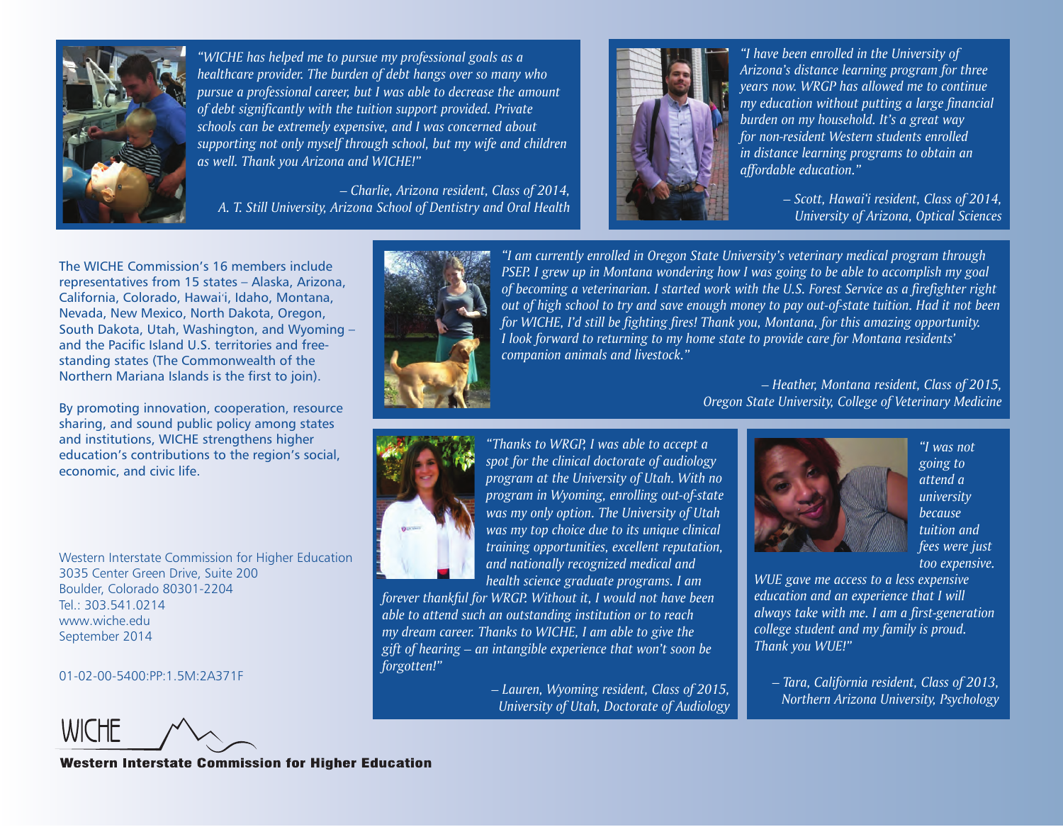*"WICHE has helped me to pursue my professional goals as a healthcare provider. The burden of debt hangs over so many who pursue a professional career, but I was able to decrease the amount of debt significantly with the tuition support provided. Private schools can be extremely expensive, and I was concerned about supporting not only myself through school, but my wife and children as well. Thank you Arizona and WICHE!"*

*– Charlie, Arizona resident, Class of 2014, A. T. Still University, Arizona School of Dentistry and Oral Health*

*"I have been enrolled in the University of Arizona's distance learning program for three years now. WRGP has allowed me to continue my education without putting a large financial burden on my household. It's a great way for non-resident Western students enrolled in distance learning programs to obtain an affordable education."*

*– Scott, Hawai'i resident, Class of 2014, University of Arizona, Optical Sciences*

The WICHE Commission's 16 members include representatives from 15 states – Alaska, Arizona, California, Colorado, Hawai'i, Idaho, Montana, Nevada, New Mexico, North Dakota, Oregon, South Dakota, Utah, Washington, and Wyoming – and the Pacific Island U.S. territories and free-standing states (The Commonwealth of the Northern Mariana Islands is the first to join).

By promoting innovation, cooperation, resource sharing, and sound public policy among states and institutions, WICHE strengthens higher education's contributions to the region's social, economic, and civic life.

*"I am currently enrolled in Oregon State University's veterinary medical program through PSEP. I grew up in Montana wondering how I was going to be able to accomplish my goal of becoming a veterinarian. I started work with the U.S. Forest Service as a firefighter right out of high school to try and save enough money to pay out-of-state tuition. Had it not been for WICHE, I'd still be fighting fires! Thank you, Montana, for this amazing opportunity. I look forward to returning to my home state to provide care for Montana residents' companion animals and livestock."*

*– Heather, Montana resident, Class of 2015, Oregon State University, College of Veterinary Medicine*

*"Thanks to WRGP, I was able to accept a spot for the clinical doctorate of audiology program at the University of Utah. With no program in Wyoming, enrolling out-of-state was my only option. The University of Utah was my top choice due to its unique clinical training opportunities, excellent reputation, and nationally recognized medical and health science graduate programs. I am forever thankful for WRGP. Without it, I would not have been able to attend such an outstanding institution or to reach my dream career. Thanks to WICHE, I am able to give the gift of hearing – an intangible experience that won't soon be forgotten!"*

*– Lauren, Wyoming resident, Class of 2015, University of Utah, Doctorate of Audiology*

*"I was not going to attend a university because tuition and fees were just too expensive. WUE gave me access to a less expensive education and an experience that I will always take with me. I am a first-generation college student and my family is proud. Thank you WUE!"*

*– Tara, California resident, Class of 2013, Northern Arizona University, Psychology*

Western Interstate Commission for Higher Education
3035 Center Green Drive, Suite 200
Boulder, Colorado 80301-2204
Tel.: 303.541.0214
www.wiche.edu
September 2014

01-02-00-5400:PP:1.5M:2A371F

WICHE

**Western Interstate Commission for Higher Education**